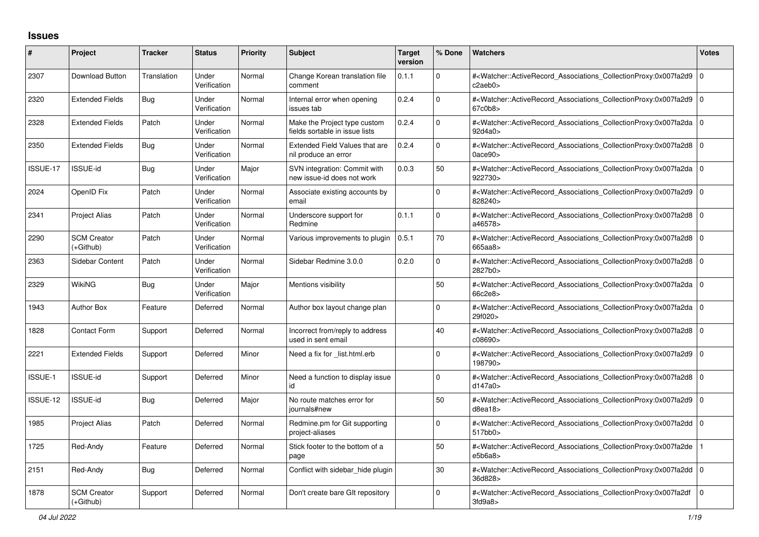# Issues

| # | Project | Tracker | Status | Priority | Subject | Target version | % Done | Watchers | Votes |
|---|---|---|---|---|---|---|---|---|---|
| 2307 | Download Button | Translation | Under Verification | Normal | Change Korean translation file comment | 0.1.1 | 0 | #<Watcher::ActiveRecord_Associations_CollectionProxy:0x007fa2d9c2aeb0> | 0 |
| 2320 | Extended Fields | Bug | Under Verification | Normal | Internal error when opening issues tab | 0.2.4 | 0 | #<Watcher::ActiveRecord_Associations_CollectionProxy:0x007fa2d967c0b8> | 0 |
| 2328 | Extended Fields | Patch | Under Verification | Normal | Make the Project type custom fields sortable in issue lists | 0.2.4 | 0 | #<Watcher::ActiveRecord_Associations_CollectionProxy:0x007fa2da92d4a0> | 0 |
| 2350 | Extended Fields | Bug | Under Verification | Normal | Extended Field Values that are nil produce an error | 0.2.4 | 0 | #<Watcher::ActiveRecord_Associations_CollectionProxy:0x007fa2d80ace90> | 0 |
| ISSUE-17 | ISSUE-id | Bug | Under Verification | Major | SVN integration: Commit with new issue-id does not work | 0.0.3 | 50 | #<Watcher::ActiveRecord_Associations_CollectionProxy:0x007fa2da922730> | 0 |
| 2024 | OpenID Fix | Patch | Under Verification | Normal | Associate existing accounts by email | | 0 | #<Watcher::ActiveRecord_Associations_CollectionProxy:0x007fa2d9828240> | 0 |
| 2341 | Project Alias | Patch | Under Verification | Normal | Underscore support for Redmine | 0.1.1 | 0 | #<Watcher::ActiveRecord_Associations_CollectionProxy:0x007fa2d8a46578> | 0 |
| 2290 | SCM Creator (+Github) | Patch | Under Verification | Normal | Various improvements to plugin | 0.5.1 | 70 | #<Watcher::ActiveRecord_Associations_CollectionProxy:0x007fa2d8665aa8> | 0 |
| 2363 | Sidebar Content | Patch | Under Verification | Normal | Sidebar Redmine 3.0.0 | 0.2.0 | 0 | #<Watcher::ActiveRecord_Associations_CollectionProxy:0x007fa2d82827b0> | 0 |
| 2329 | WikiNG | Bug | Under Verification | Major | Mentions visibility | | 50 | #<Watcher::ActiveRecord_Associations_CollectionProxy:0x007fa2da66c2e8> | 0 |
| 1943 | Author Box | Feature | Deferred | Normal | Author box layout change plan | | 0 | #<Watcher::ActiveRecord_Associations_CollectionProxy:0x007fa2da29f020> | 0 |
| 1828 | Contact Form | Support | Deferred | Normal | Incorrect from/reply to address used in sent email | | 40 | #<Watcher::ActiveRecord_Associations_CollectionProxy:0x007fa2d8c08690> | 0 |
| 2221 | Extended Fields | Support | Deferred | Minor | Need a fix for _list.html.erb | | 0 | #<Watcher::ActiveRecord_Associations_CollectionProxy:0x007fa2d9198790> | 0 |
| ISSUE-1 | ISSUE-id | Support | Deferred | Minor | Need a function to display issue id | | 0 | #<Watcher::ActiveRecord_Associations_CollectionProxy:0x007fa2d8d147a0> | 0 |
| ISSUE-12 | ISSUE-id | Bug | Deferred | Major | No route matches error for journals#new | | 50 | #<Watcher::ActiveRecord_Associations_CollectionProxy:0x007fa2d9d8ea18> | 0 |
| 1985 | Project Alias | Patch | Deferred | Normal | Redmine.pm for Git supporting project-aliases | | 0 | #<Watcher::ActiveRecord_Associations_CollectionProxy:0x007fa2dd517bb0> | 0 |
| 1725 | Red-Andy | Feature | Deferred | Normal | Stick footer to the bottom of a page | | 50 | #<Watcher::ActiveRecord_Associations_CollectionProxy:0x007fa2dee5b6a8> | 1 |
| 2151 | Red-Andy | Bug | Deferred | Normal | Conflict with sidebar_hide plugin | | 30 | #<Watcher::ActiveRecord_Associations_CollectionProxy:0x007fa2dd36d828> | 0 |
| 1878 | SCM Creator (+Github) | Support | Deferred | Normal | Don't create bare GIt repository | | 0 | #<Watcher::ActiveRecord_Associations_CollectionProxy:0x007fa2df3fd9a8> | 0 |

*04 Jul 2022*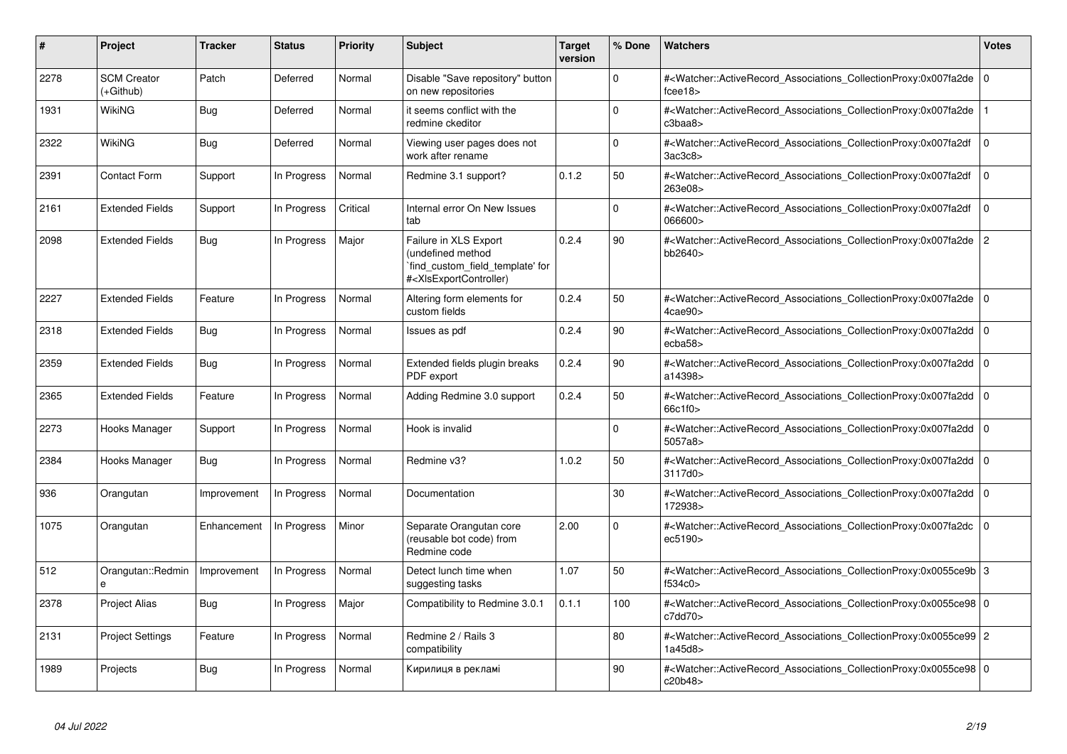| # | Project | Tracker | Status | Priority | Subject | Target version | % Done | Watchers | Votes |
|---|---|---|---|---|---|---|---|---|---|
| 2278 | SCM Creator (+Github) | Patch | Deferred | Normal | Disable "Save repository" button on new repositories | | 0 | #<Watcher::ActiveRecord_Associations_CollectionProxy:0x007fa2defcee18> | 0 |
| 1931 | WikiNG | Bug | Deferred | Normal | it seems conflict with the redmine ckeditor | | 0 | #<Watcher::ActiveRecord_Associations_CollectionProxy:0x007fa2dec3baa8> | 1 |
| 2322 | WikiNG | Bug | Deferred | Normal | Viewing user pages does not work after rename | | 0 | #<Watcher::ActiveRecord_Associations_CollectionProxy:0x007fa2df3ac3c8> | 0 |
| 2391 | Contact Form | Support | In Progress | Normal | Redmine 3.1 support? | 0.1.2 | 50 | #<Watcher::ActiveRecord_Associations_CollectionProxy:0x007fa2df263e08> | 0 |
| 2161 | Extended Fields | Support | In Progress | Critical | Internal error On New Issues tab | | 0 | #<Watcher::ActiveRecord_Associations_CollectionProxy:0x007fa2df066600> | 0 |
| 2098 | Extended Fields | Bug | In Progress | Major | Failure in XLS Export (undefined method `find_custom_field_template' for #<XlsExportController) | 0.2.4 | 90 | #<Watcher::ActiveRecord_Associations_CollectionProxy:0x007fa2debb2640> | 2 |
| 2227 | Extended Fields | Feature | In Progress | Normal | Altering form elements for custom fields | 0.2.4 | 50 | #<Watcher::ActiveRecord_Associations_CollectionProxy:0x007fa2de4cae90> | 0 |
| 2318 | Extended Fields | Bug | In Progress | Normal | Issues as pdf | 0.2.4 | 90 | #<Watcher::ActiveRecord_Associations_CollectionProxy:0x007fa2ddecba58> | 0 |
| 2359 | Extended Fields | Bug | In Progress | Normal | Extended fields plugin breaks PDF export | 0.2.4 | 90 | #<Watcher::ActiveRecord_Associations_CollectionProxy:0x007fa2dda14398> | 0 |
| 2365 | Extended Fields | Feature | In Progress | Normal | Adding Redmine 3.0 support | 0.2.4 | 50 | #<Watcher::ActiveRecord_Associations_CollectionProxy:0x007fa2dd66c1f0> | 0 |
| 2273 | Hooks Manager | Support | In Progress | Normal | Hook is invalid | | 0 | #<Watcher::ActiveRecord_Associations_CollectionProxy:0x007fa2dd5057a8> | 0 |
| 2384 | Hooks Manager | Bug | In Progress | Normal | Redmine v3? | 1.0.2 | 50 | #<Watcher::ActiveRecord_Associations_CollectionProxy:0x007fa2dd3117d0> | 0 |
| 936 | Orangutan | Improvement | In Progress | Normal | Documentation | | 30 | #<Watcher::ActiveRecord_Associations_CollectionProxy:0x007fa2dd172938> | 0 |
| 1075 | Orangutan | Enhancement | In Progress | Minor | Separate Orangutan core (reusable bot code) from Redmine code | 2.00 | 0 | #<Watcher::ActiveRecord_Associations_CollectionProxy:0x007fa2dcec5190> | 0 |
| 512 | Orangutan::Redmine | Improvement | In Progress | Normal | Detect lunch time when suggesting tasks | 1.07 | 50 | #<Watcher::ActiveRecord_Associations_CollectionProxy:0x0055ce9bf534c0> | 3 |
| 2378 | Project Alias | Bug | In Progress | Major | Compatibility to Redmine 3.0.1 | 0.1.1 | 100 | #<Watcher::ActiveRecord_Associations_CollectionProxy:0x0055ce98c7dd70> | 0 |
| 2131 | Project Settings | Feature | In Progress | Normal | Redmine 2 / Rails 3 compatibility | | 80 | #<Watcher::ActiveRecord_Associations_CollectionProxy:0x0055ce991a45d8> | 2 |
| 1989 | Projects | Bug | In Progress | Normal | Кирилиця в рекламі | | 90 | #<Watcher::ActiveRecord_Associations_CollectionProxy:0x0055ce98c20b48> | 0 |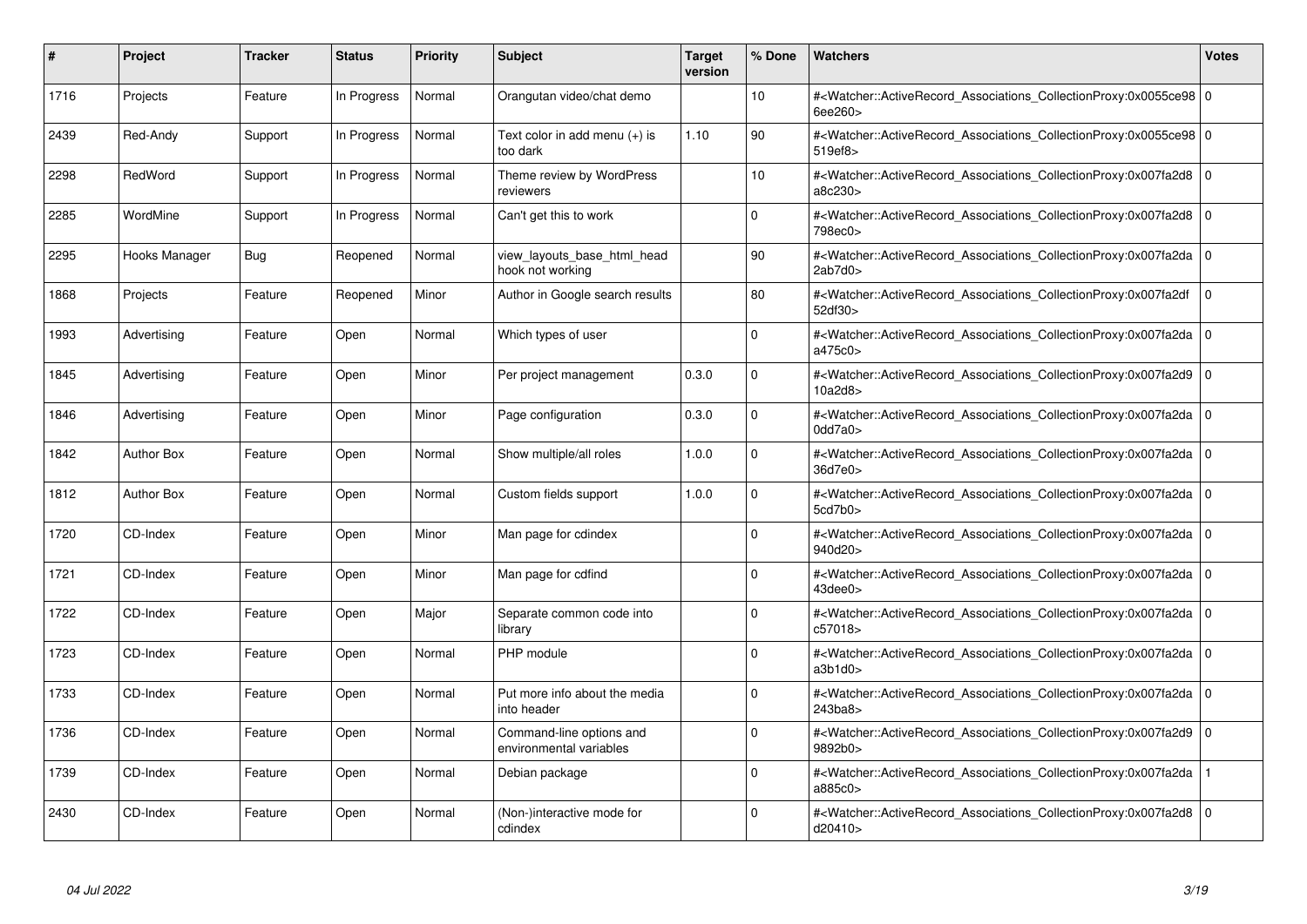| # | Project | Tracker | Status | Priority | Subject | Target version | % Done | Watchers | Votes |
|---|---|---|---|---|---|---|---|---|---|
| 1716 | Projects | Feature | In Progress | Normal | Orangutan video/chat demo | | 10 | #<Watcher::ActiveRecord_Associations_CollectionProxy:0x0055ce986ee260> | 0 |
| 2439 | Red-Andy | Support | In Progress | Normal | Text color in add menu (+) is too dark | 1.10 | 90 | #<Watcher::ActiveRecord_Associations_CollectionProxy:0x0055ce98519ef8> | 0 |
| 2298 | RedWord | Support | In Progress | Normal | Theme review by WordPress reviewers | | 10 | #<Watcher::ActiveRecord_Associations_CollectionProxy:0x007fa2d8a8c230> | 0 |
| 2285 | WordMine | Support | In Progress | Normal | Can't get this to work | | 0 | #<Watcher::ActiveRecord_Associations_CollectionProxy:0x007fa2d8798ec0> | 0 |
| 2295 | Hooks Manager | Bug | Reopened | Normal | view_layouts_base_html_head hook not working | | 90 | #<Watcher::ActiveRecord_Associations_CollectionProxy:0x007fa2da2ab7d0> | 0 |
| 1868 | Projects | Feature | Reopened | Minor | Author in Google search results | | 80 | #<Watcher::ActiveRecord_Associations_CollectionProxy:0x007fa2df52df30> | 0 |
| 1993 | Advertising | Feature | Open | Normal | Which types of user | | 0 | #<Watcher::ActiveRecord_Associations_CollectionProxy:0x007fa2daa475c0> | 0 |
| 1845 | Advertising | Feature | Open | Minor | Per project management | 0.3.0 | 0 | #<Watcher::ActiveRecord_Associations_CollectionProxy:0x007fa2d910a2d8> | 0 |
| 1846 | Advertising | Feature | Open | Minor | Page configuration | 0.3.0 | 0 | #<Watcher::ActiveRecord_Associations_CollectionProxy:0x007fa2da0dd7a0> | 0 |
| 1842 | Author Box | Feature | Open | Normal | Show multiple/all roles | 1.0.0 | 0 | #<Watcher::ActiveRecord_Associations_CollectionProxy:0x007fa2da36d7e0> | 0 |
| 1812 | Author Box | Feature | Open | Normal | Custom fields support | 1.0.0 | 0 | #<Watcher::ActiveRecord_Associations_CollectionProxy:0x007fa2da5cd7b0> | 0 |
| 1720 | CD-Index | Feature | Open | Minor | Man page for cdindex | | 0 | #<Watcher::ActiveRecord_Associations_CollectionProxy:0x007fa2da940d20> | 0 |
| 1721 | CD-Index | Feature | Open | Minor | Man page for cdfind | | 0 | #<Watcher::ActiveRecord_Associations_CollectionProxy:0x007fa2da43dee0> | 0 |
| 1722 | CD-Index | Feature | Open | Major | Separate common code into library | | 0 | #<Watcher::ActiveRecord_Associations_CollectionProxy:0x007fa2dac57018> | 0 |
| 1723 | CD-Index | Feature | Open | Normal | PHP module | | 0 | #<Watcher::ActiveRecord_Associations_CollectionProxy:0x007fa2daa3b1d0> | 0 |
| 1733 | CD-Index | Feature | Open | Normal | Put more info about the media into header | | 0 | #<Watcher::ActiveRecord_Associations_CollectionProxy:0x007fa2da243ba8> | 0 |
| 1736 | CD-Index | Feature | Open | Normal | Command-line options and environmental variables | | 0 | #<Watcher::ActiveRecord_Associations_CollectionProxy:0x007fa2d99892b0> | 0 |
| 1739 | CD-Index | Feature | Open | Normal | Debian package | | 0 | #<Watcher::ActiveRecord_Associations_CollectionProxy:0x007fa2daa885c0> | 1 |
| 2430 | CD-Index | Feature | Open | Normal | (Non-)interactive mode for cdindex | | 0 | #<Watcher::ActiveRecord_Associations_CollectionProxy:0x007fa2d8d20410> | 0 |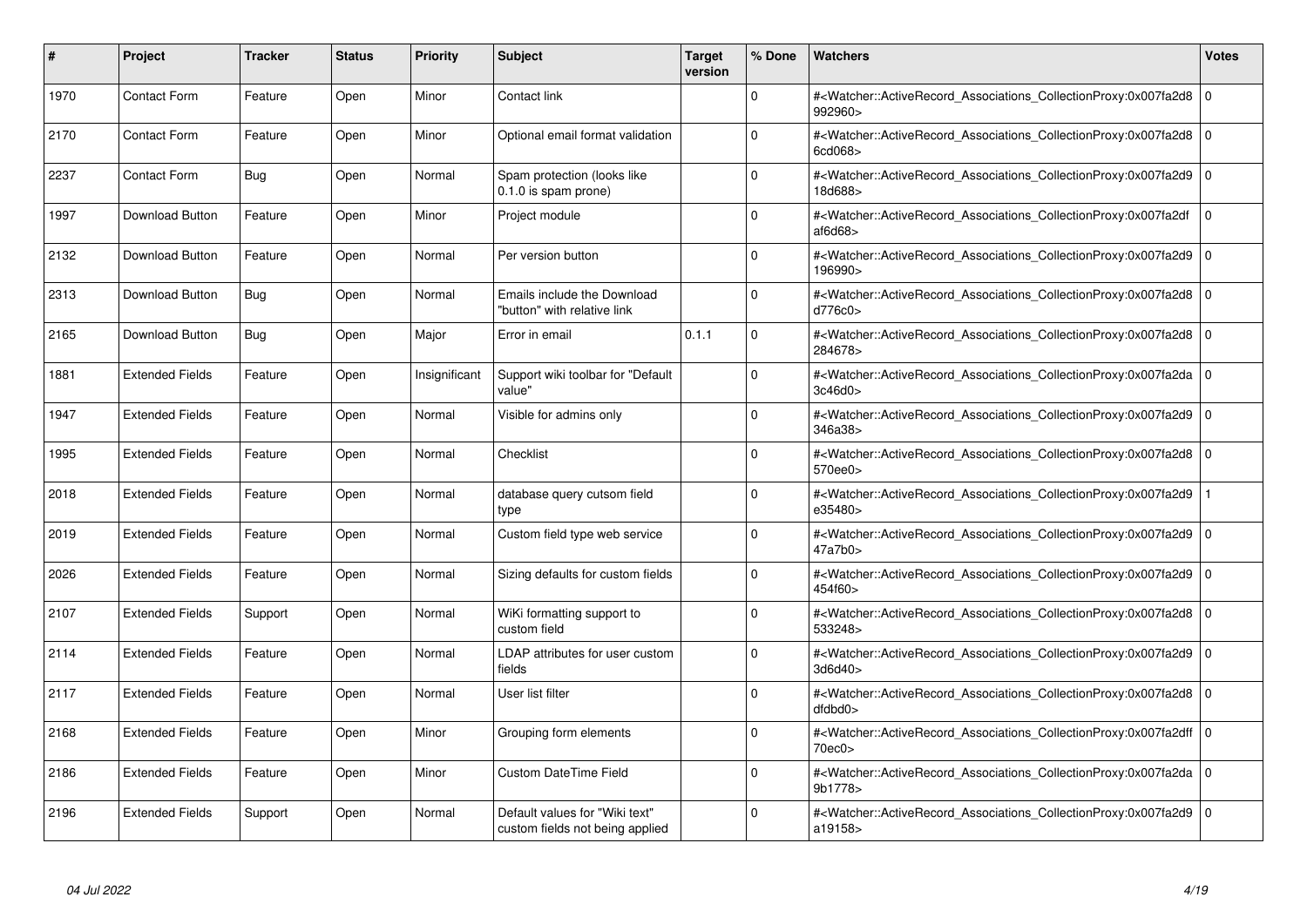| # | Project | Tracker | Status | Priority | Subject | Target version | % Done | Watchers | Votes |
|---|---|---|---|---|---|---|---|---|---|
| 1970 | Contact Form | Feature | Open | Minor | Contact link | | 0 | #<Watcher::ActiveRecord_Associations_CollectionProxy:0x007fa2d8992960> | 0 |
| 2170 | Contact Form | Feature | Open | Minor | Optional email format validation | | 0 | #<Watcher::ActiveRecord_Associations_CollectionProxy:0x007fa2d86cd068> | 0 |
| 2237 | Contact Form | Bug | Open | Normal | Spam protection (looks like 0.1.0 is spam prone) | | 0 | #<Watcher::ActiveRecord_Associations_CollectionProxy:0x007fa2d918d688> | 0 |
| 1997 | Download Button | Feature | Open | Minor | Project module | | 0 | #<Watcher::ActiveRecord_Associations_CollectionProxy:0x007fa2dfaf6d68> | 0 |
| 2132 | Download Button | Feature | Open | Normal | Per version button | | 0 | #<Watcher::ActiveRecord_Associations_CollectionProxy:0x007fa2d9196990> | 0 |
| 2313 | Download Button | Bug | Open | Normal | Emails include the Download "button" with relative link | | 0 | #<Watcher::ActiveRecord_Associations_CollectionProxy:0x007fa2d8d776c0> | 0 |
| 2165 | Download Button | Bug | Open | Major | Error in email | 0.1.1 | 0 | #<Watcher::ActiveRecord_Associations_CollectionProxy:0x007fa2d8284678> | 0 |
| 1881 | Extended Fields | Feature | Open | Insignificant | Support wiki toolbar for "Default value" | | 0 | #<Watcher::ActiveRecord_Associations_CollectionProxy:0x007fa2da3c46d0> | 0 |
| 1947 | Extended Fields | Feature | Open | Normal | Visible for admins only | | 0 | #<Watcher::ActiveRecord_Associations_CollectionProxy:0x007fa2d9346a38> | 0 |
| 1995 | Extended Fields | Feature | Open | Normal | Checklist | | 0 | #<Watcher::ActiveRecord_Associations_CollectionProxy:0x007fa2d8570ee0> | 0 |
| 2018 | Extended Fields | Feature | Open | Normal | database query cutsom field type | | 0 | #<Watcher::ActiveRecord_Associations_CollectionProxy:0x007fa2d9e35480> | 1 |
| 2019 | Extended Fields | Feature | Open | Normal | Custom field type web service | | 0 | #<Watcher::ActiveRecord_Associations_CollectionProxy:0x007fa2d947a7b0> | 0 |
| 2026 | Extended Fields | Feature | Open | Normal | Sizing defaults for custom fields | | 0 | #<Watcher::ActiveRecord_Associations_CollectionProxy:0x007fa2d9454f60> | 0 |
| 2107 | Extended Fields | Support | Open | Normal | WiKi formatting support to custom field | | 0 | #<Watcher::ActiveRecord_Associations_CollectionProxy:0x007fa2d8533248> | 0 |
| 2114 | Extended Fields | Feature | Open | Normal | LDAP attributes for user custom fields | | 0 | #<Watcher::ActiveRecord_Associations_CollectionProxy:0x007fa2d93d6d40> | 0 |
| 2117 | Extended Fields | Feature | Open | Normal | User list filter | | 0 | #<Watcher::ActiveRecord_Associations_CollectionProxy:0x007fa2d8dfdbd0> | 0 |
| 2168 | Extended Fields | Feature | Open | Minor | Grouping form elements | | 0 | #<Watcher::ActiveRecord_Associations_CollectionProxy:0x007fa2dff70ec0> | 0 |
| 2186 | Extended Fields | Feature | Open | Minor | Custom DateTime Field | | 0 | #<Watcher::ActiveRecord_Associations_CollectionProxy:0x007fa2da9b1778> | 0 |
| 2196 | Extended Fields | Support | Open | Normal | Default values for "Wiki text" custom fields not being applied | | 0 | #<Watcher::ActiveRecord_Associations_CollectionProxy:0x007fa2d9a19158> | 0 |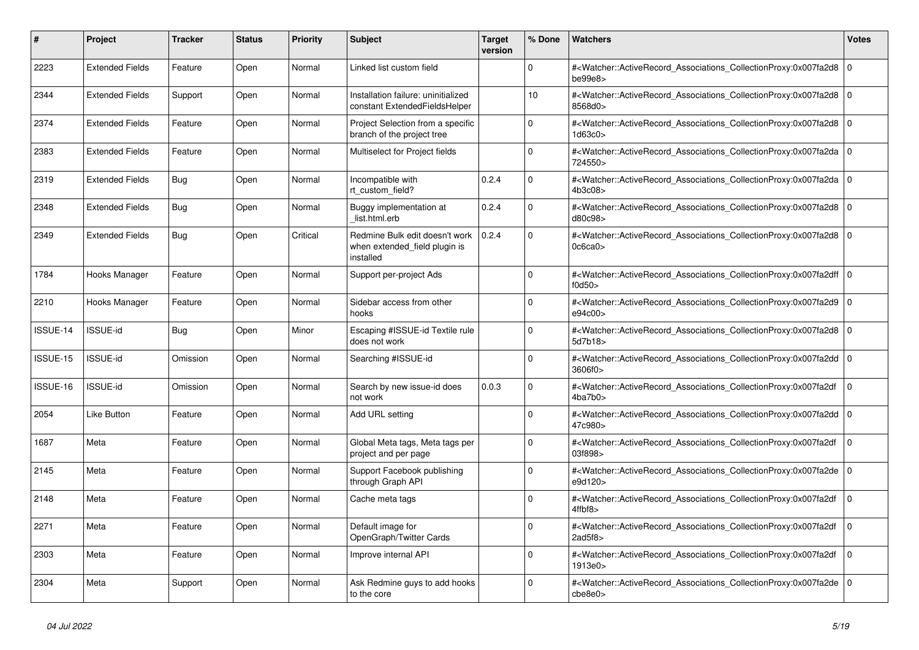| # | Project | Tracker | Status | Priority | Subject | Target version | % Done | Watchers | Votes |
|---|---|---|---|---|---|---|---|---|---|
| 2223 | Extended Fields | Feature | Open | Normal | Linked list custom field | | 0 | #<Watcher::ActiveRecord_Associations_CollectionProxy:0x007fa2d8be99e8> | 0 |
| 2344 | Extended Fields | Support | Open | Normal | Installation failure: uninitialized constant ExtendedFieldsHelper | | 10 | #<Watcher::ActiveRecord_Associations_CollectionProxy:0x007fa2d88568d0> | 0 |
| 2374 | Extended Fields | Feature | Open | Normal | Project Selection from a specific branch of the project tree | | 0 | #<Watcher::ActiveRecord_Associations_CollectionProxy:0x007fa2d81d63c0> | 0 |
| 2383 | Extended Fields | Feature | Open | Normal | Multiselect for Project fields | | 0 | #<Watcher::ActiveRecord_Associations_CollectionProxy:0x007fa2da724550> | 0 |
| 2319 | Extended Fields | Bug | Open | Normal | Incompatible with rt_custom_field? | 0.2.4 | 0 | #<Watcher::ActiveRecord_Associations_CollectionProxy:0x007fa2da4b3c08> | 0 |
| 2348 | Extended Fields | Bug | Open | Normal | Buggy implementation at _list.html.erb | 0.2.4 | 0 | #<Watcher::ActiveRecord_Associations_CollectionProxy:0x007fa2d8d80c98> | 0 |
| 2349 | Extended Fields | Bug | Open | Critical | Redmine Bulk edit doesn't work when extended_field plugin is installed | 0.2.4 | 0 | #<Watcher::ActiveRecord_Associations_CollectionProxy:0x007fa2d80c6ca0> | 0 |
| 1784 | Hooks Manager | Feature | Open | Normal | Support per-project Ads | | 0 | #<Watcher::ActiveRecord_Associations_CollectionProxy:0x007fa2dfff0d50> | 0 |
| 2210 | Hooks Manager | Feature | Open | Normal | Sidebar access from other hooks | | 0 | #<Watcher::ActiveRecord_Associations_CollectionProxy:0x007fa2d9e94c00> | 0 |
| ISSUE-14 | ISSUE-id | Bug | Open | Minor | Escaping #ISSUE-id Textile rule does not work | | 0 | #<Watcher::ActiveRecord_Associations_CollectionProxy:0x007fa2d85d7b18> | 0 |
| ISSUE-15 | ISSUE-id | Omission | Open | Normal | Searching #ISSUE-id | | 0 | #<Watcher::ActiveRecord_Associations_CollectionProxy:0x007fa2dd3606f0> | 0 |
| ISSUE-16 | ISSUE-id | Omission | Open | Normal | Search by new issue-id does not work | 0.0.3 | 0 | #<Watcher::ActiveRecord_Associations_CollectionProxy:0x007fa2df4ba7b0> | 0 |
| 2054 | Like Button | Feature | Open | Normal | Add URL setting | | 0 | #<Watcher::ActiveRecord_Associations_CollectionProxy:0x007fa2dd47c980> | 0 |
| 1687 | Meta | Feature | Open | Normal | Global Meta tags, Meta tags per project and per page | | 0 | #<Watcher::ActiveRecord_Associations_CollectionProxy:0x007fa2df03f898> | 0 |
| 2145 | Meta | Feature | Open | Normal | Support Facebook publishing through Graph API | | 0 | #<Watcher::ActiveRecord_Associations_CollectionProxy:0x007fa2dee9d120> | 0 |
| 2148 | Meta | Feature | Open | Normal | Cache meta tags | | 0 | #<Watcher::ActiveRecord_Associations_CollectionProxy:0x007fa2df4ffbf8> | 0 |
| 2271 | Meta | Feature | Open | Normal | Default image for OpenGraph/Twitter Cards | | 0 | #<Watcher::ActiveRecord_Associations_CollectionProxy:0x007fa2df2ad5f8> | 0 |
| 2303 | Meta | Feature | Open | Normal | Improve internal API | | 0 | #<Watcher::ActiveRecord_Associations_CollectionProxy:0x007fa2df1913e0> | 0 |
| 2304 | Meta | Support | Open | Normal | Ask Redmine guys to add hooks to the core | | 0 | #<Watcher::ActiveRecord_Associations_CollectionProxy:0x007fa2decbe8e0> | 0 |

*04 Jul 2022*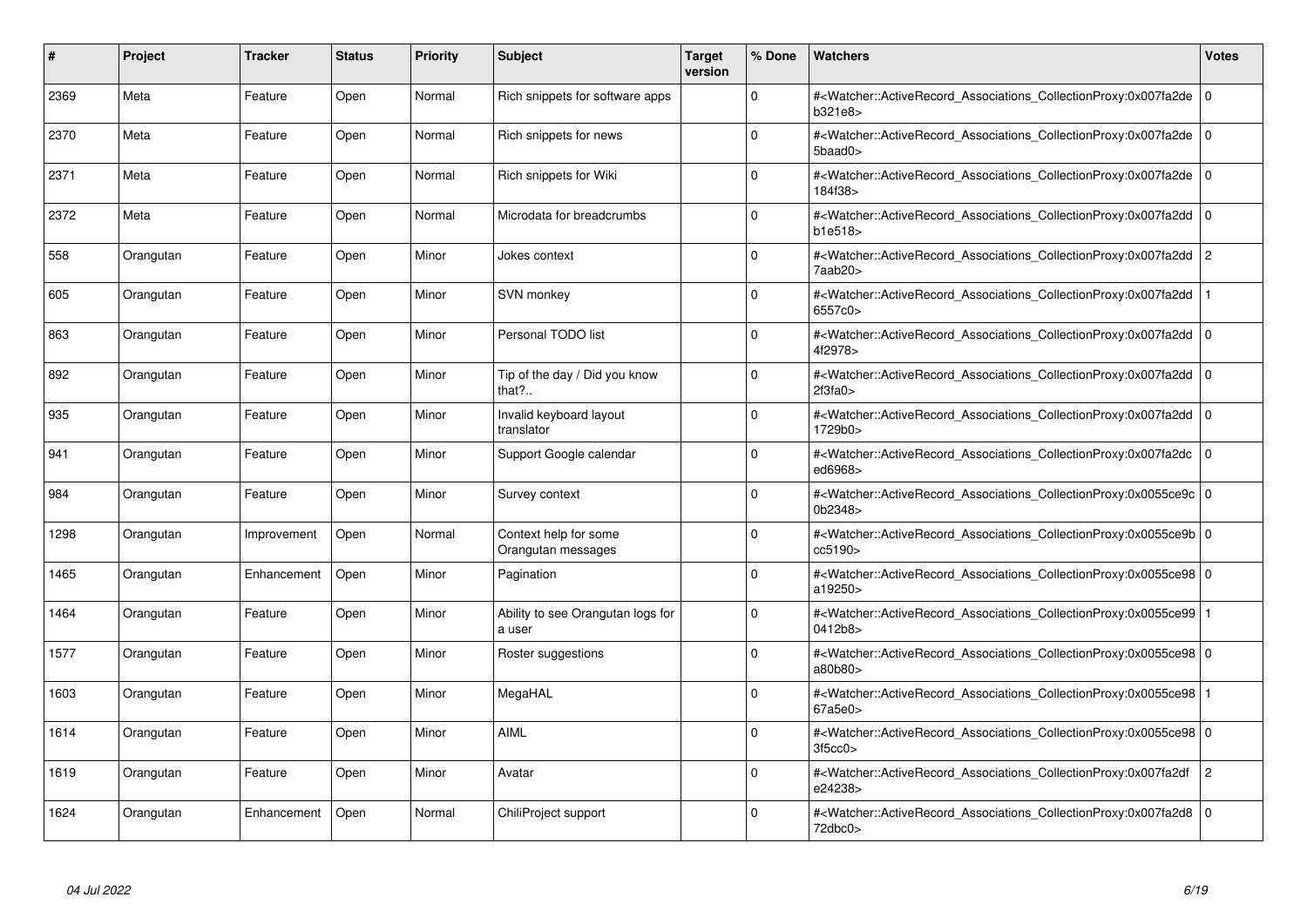| # | Project | Tracker | Status | Priority | Subject | Target version | % Done | Watchers | Votes |
|---|---|---|---|---|---|---|---|---|---|
| 2369 | Meta | Feature | Open | Normal | Rich snippets for software apps | | 0 | #<Watcher::ActiveRecord_Associations_CollectionProxy:0x007fa2de b321e8> | 0 |
| 2370 | Meta | Feature | Open | Normal | Rich snippets for news | | 0 | #<Watcher::ActiveRecord_Associations_CollectionProxy:0x007fa2de 5baad0> | 0 |
| 2371 | Meta | Feature | Open | Normal | Rich snippets for Wiki | | 0 | #<Watcher::ActiveRecord_Associations_CollectionProxy:0x007fa2de 184f38> | 0 |
| 2372 | Meta | Feature | Open | Normal | Microdata for breadcrumbs | | 0 | #<Watcher::ActiveRecord_Associations_CollectionProxy:0x007fa2dd b1e518> | 0 |
| 558 | Orangutan | Feature | Open | Minor | Jokes context | | 0 | #<Watcher::ActiveRecord_Associations_CollectionProxy:0x007fa2dd 7aab20> | 2 |
| 605 | Orangutan | Feature | Open | Minor | SVN monkey | | 0 | #<Watcher::ActiveRecord_Associations_CollectionProxy:0x007fa2dd 6557c0> | 1 |
| 863 | Orangutan | Feature | Open | Minor | Personal TODO list | | 0 | #<Watcher::ActiveRecord_Associations_CollectionProxy:0x007fa2dd 4f2978> | 0 |
| 892 | Orangutan | Feature | Open | Minor | Tip of the day / Did you know that?.. | | 0 | #<Watcher::ActiveRecord_Associations_CollectionProxy:0x007fa2dd 2f3fa0> | 0 |
| 935 | Orangutan | Feature | Open | Minor | Invalid keyboard layout translator | | 0 | #<Watcher::ActiveRecord_Associations_CollectionProxy:0x007fa2dd 1729b0> | 0 |
| 941 | Orangutan | Feature | Open | Minor | Support Google calendar | | 0 | #<Watcher::ActiveRecord_Associations_CollectionProxy:0x007fa2dc ed6968> | 0 |
| 984 | Orangutan | Feature | Open | Minor | Survey context | | 0 | #<Watcher::ActiveRecord_Associations_CollectionProxy:0x0055ce9c 0b2348> | 0 |
| 1298 | Orangutan | Improvement | Open | Normal | Context help for some Orangutan messages | | 0 | #<Watcher::ActiveRecord_Associations_CollectionProxy:0x0055ce9b cc5190> | 0 |
| 1465 | Orangutan | Enhancement | Open | Minor | Pagination | | 0 | #<Watcher::ActiveRecord_Associations_CollectionProxy:0x0055ce98 a19250> | 0 |
| 1464 | Orangutan | Feature | Open | Minor | Ability to see Orangutan logs for a user | | 0 | #<Watcher::ActiveRecord_Associations_CollectionProxy:0x0055ce99 0412b8> | 1 |
| 1577 | Orangutan | Feature | Open | Minor | Roster suggestions | | 0 | #<Watcher::ActiveRecord_Associations_CollectionProxy:0x0055ce98 a80b80> | 0 |
| 1603 | Orangutan | Feature | Open | Minor | MegaHAL | | 0 | #<Watcher::ActiveRecord_Associations_CollectionProxy:0x0055ce98 67a5e0> | 1 |
| 1614 | Orangutan | Feature | Open | Minor | AIML | | 0 | #<Watcher::ActiveRecord_Associations_CollectionProxy:0x0055ce98 3f5cc0> | 0 |
| 1619 | Orangutan | Feature | Open | Minor | Avatar | | 0 | #<Watcher::ActiveRecord_Associations_CollectionProxy:0x007fa2df e24238> | 2 |
| 1624 | Orangutan | Enhancement | Open | Normal | ChiliProject support | | 0 | #<Watcher::ActiveRecord_Associations_CollectionProxy:0x007fa2d8 72dbc0> | 0 |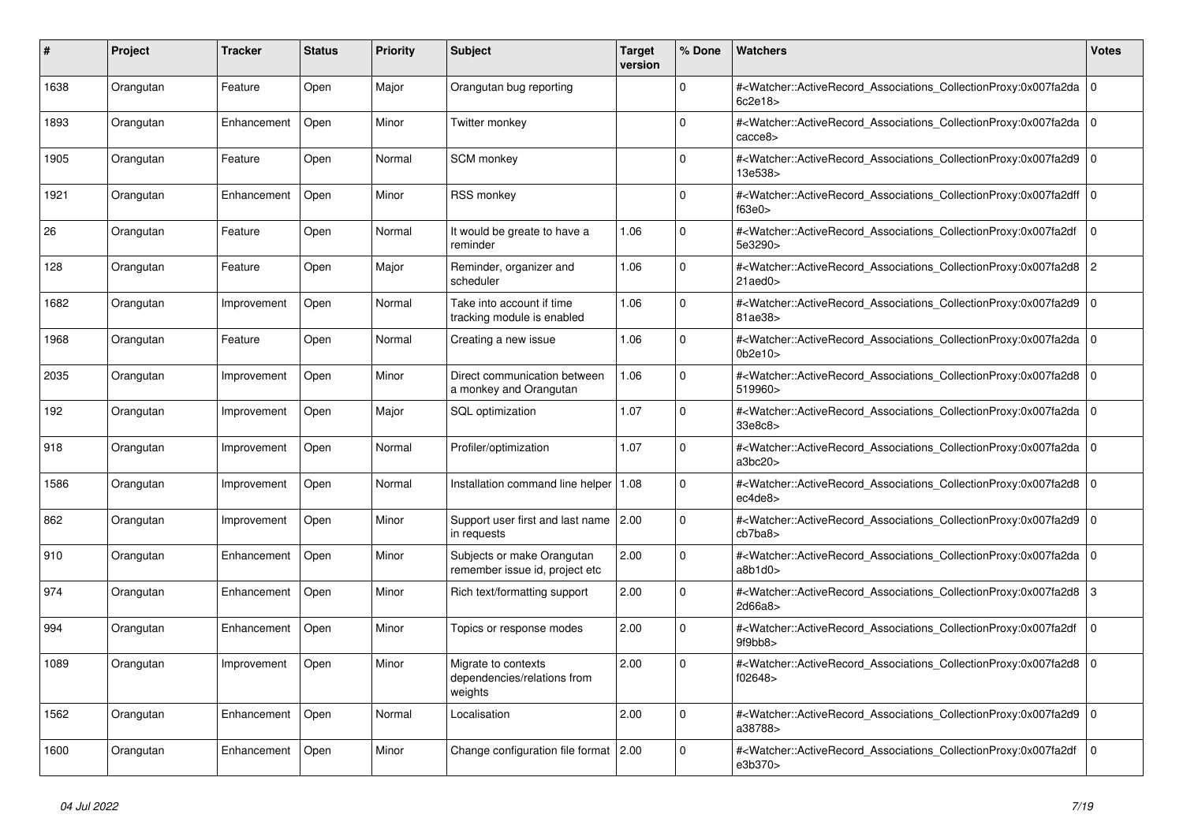| # | Project | Tracker | Status | Priority | Subject | Target version | % Done | Watchers | Votes |
|---|---|---|---|---|---|---|---|---|---|
| 1638 | Orangutan | Feature | Open | Major | Orangutan bug reporting | | 0 | #<Watcher::ActiveRecord_Associations_CollectionProxy:0x007fa2da6c2e18> | 0 |
| 1893 | Orangutan | Enhancement | Open | Minor | Twitter monkey | | 0 | #<Watcher::ActiveRecord_Associations_CollectionProxy:0x007fa2dacacce8> | 0 |
| 1905 | Orangutan | Feature | Open | Normal | SCM monkey | | 0 | #<Watcher::ActiveRecord_Associations_CollectionProxy:0x007fa2d913e538> | 0 |
| 1921 | Orangutan | Enhancement | Open | Minor | RSS monkey | | 0 | #<Watcher::ActiveRecord_Associations_CollectionProxy:0x007fa2dfff63e0> | 0 |
| 26 | Orangutan | Feature | Open | Normal | It would be greate to have a reminder | 1.06 | 0 | #<Watcher::ActiveRecord_Associations_CollectionProxy:0x007fa2df5e3290> | 0 |
| 128 | Orangutan | Feature | Open | Major | Reminder, organizer and scheduler | 1.06 | 0 | #<Watcher::ActiveRecord_Associations_CollectionProxy:0x007fa2d821aed0> | 2 |
| 1682 | Orangutan | Improvement | Open | Normal | Take into account if time tracking module is enabled | 1.06 | 0 | #<Watcher::ActiveRecord_Associations_CollectionProxy:0x007fa2d981ae38> | 0 |
| 1968 | Orangutan | Feature | Open | Normal | Creating a new issue | 1.06 | 0 | #<Watcher::ActiveRecord_Associations_CollectionProxy:0x007fa2da0b2e10> | 0 |
| 2035 | Orangutan | Improvement | Open | Minor | Direct communication between a monkey and Orangutan | 1.06 | 0 | #<Watcher::ActiveRecord_Associations_CollectionProxy:0x007fa2d8519960> | 0 |
| 192 | Orangutan | Improvement | Open | Major | SQL optimization | 1.07 | 0 | #<Watcher::ActiveRecord_Associations_CollectionProxy:0x007fa2da33e8c8> | 0 |
| 918 | Orangutan | Improvement | Open | Normal | Profiler/optimization | 1.07 | 0 | #<Watcher::ActiveRecord_Associations_CollectionProxy:0x007fa2daa3bc20> | 0 |
| 1586 | Orangutan | Improvement | Open | Normal | Installation command line helper | 1.08 | 0 | #<Watcher::ActiveRecord_Associations_CollectionProxy:0x007fa2d8ec4de8> | 0 |
| 862 | Orangutan | Improvement | Open | Minor | Support user first and last name in requests | 2.00 | 0 | #<Watcher::ActiveRecord_Associations_CollectionProxy:0x007fa2d9cb7ba8> | 0 |
| 910 | Orangutan | Enhancement | Open | Minor | Subjects or make Orangutan remember issue id, project etc | 2.00 | 0 | #<Watcher::ActiveRecord_Associations_CollectionProxy:0x007fa2daa8b1d0> | 0 |
| 974 | Orangutan | Enhancement | Open | Minor | Rich text/formatting support | 2.00 | 0 | #<Watcher::ActiveRecord_Associations_CollectionProxy:0x007fa2d82d66a8> | 3 |
| 994 | Orangutan | Enhancement | Open | Minor | Topics or response modes | 2.00 | 0 | #<Watcher::ActiveRecord_Associations_CollectionProxy:0x007fa2df9f9bb8> | 0 |
| 1089 | Orangutan | Improvement | Open | Minor | Migrate to contexts dependencies/relations from weights | 2.00 | 0 | #<Watcher::ActiveRecord_Associations_CollectionProxy:0x007fa2d8f02648> | 0 |
| 1562 | Orangutan | Enhancement | Open | Normal | Localisation | 2.00 | 0 | #<Watcher::ActiveRecord_Associations_CollectionProxy:0x007fa2d9a38788> | 0 |
| 1600 | Orangutan | Enhancement | Open | Minor | Change configuration file format | 2.00 | 0 | #<Watcher::ActiveRecord_Associations_CollectionProxy:0x007fa2dfe3b370> | 0 |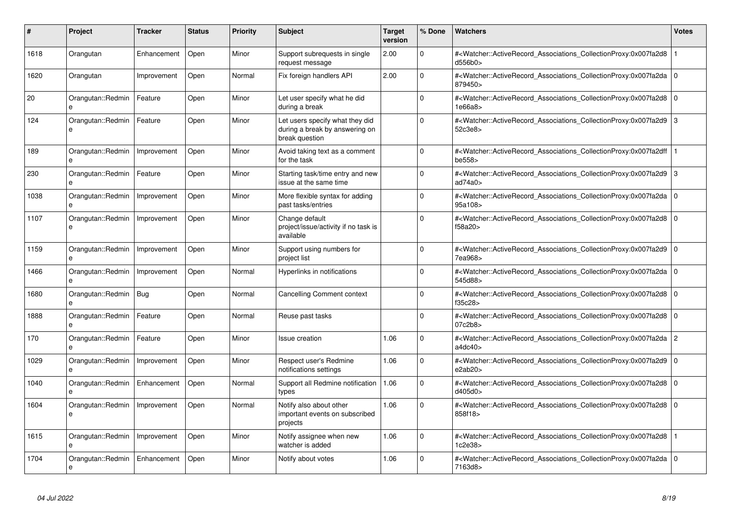| # | Project | Tracker | Status | Priority | Subject | Target version | % Done | Watchers | Votes |
|---|---|---|---|---|---|---|---|---|---|
| 1618 | Orangutan | Enhancement | Open | Minor | Support subrequests in single request message | 2.00 | 0 | #<Watcher::ActiveRecord_Associations_CollectionProxy:0x007fa2d8d556b0> | 1 |
| 1620 | Orangutan | Improvement | Open | Normal | Fix foreign handlers API | 2.00 | 0 | #<Watcher::ActiveRecord_Associations_CollectionProxy:0x007fa2da879450> | 0 |
| 20 | Orangutan::Redmine | Feature | Open | Minor | Let user specify what he did during a break | | 0 | #<Watcher::ActiveRecord_Associations_CollectionProxy:0x007fa2d81e66a8> | 0 |
| 124 | Orangutan::Redmine | Feature | Open | Minor | Let users specify what they did during a break by answering on break question | | 0 | #<Watcher::ActiveRecord_Associations_CollectionProxy:0x007fa2d952c3e8> | 3 |
| 189 | Orangutan::Redmine | Improvement | Open | Minor | Avoid taking text as a comment for the task | | 0 | #<Watcher::ActiveRecord_Associations_CollectionProxy:0x007fa2dffbe558> | 1 |
| 230 | Orangutan::Redmine | Feature | Open | Minor | Starting task/time entry and new issue at the same time | | 0 | #<Watcher::ActiveRecord_Associations_CollectionProxy:0x007fa2d9ad74a0> | 3 |
| 1038 | Orangutan::Redmine | Improvement | Open | Minor | More flexible syntax for adding past tasks/entries | | 0 | #<Watcher::ActiveRecord_Associations_CollectionProxy:0x007fa2da95a108> | 0 |
| 1107 | Orangutan::Redmine | Improvement | Open | Minor | Change default project/issue/activity if no task is available | | 0 | #<Watcher::ActiveRecord_Associations_CollectionProxy:0x007fa2d8f58a20> | 0 |
| 1159 | Orangutan::Redmine | Improvement | Open | Minor | Support using numbers for project list | | 0 | #<Watcher::ActiveRecord_Associations_CollectionProxy:0x007fa2d97ea968> | 0 |
| 1466 | Orangutan::Redmine | Improvement | Open | Normal | Hyperlinks in notifications | | 0 | #<Watcher::ActiveRecord_Associations_CollectionProxy:0x007fa2da545d88> | 0 |
| 1680 | Orangutan::Redmine | Bug | Open | Normal | Cancelling Comment context | | 0 | #<Watcher::ActiveRecord_Associations_CollectionProxy:0x007fa2d8f35c28> | 0 |
| 1888 | Orangutan::Redmine | Feature | Open | Normal | Reuse past tasks | | 0 | #<Watcher::ActiveRecord_Associations_CollectionProxy:0x007fa2d807c2b8> | 0 |
| 170 | Orangutan::Redmine | Feature | Open | Minor | Issue creation | 1.06 | 0 | #<Watcher::ActiveRecord_Associations_CollectionProxy:0x007fa2daa4dc40> | 2 |
| 1029 | Orangutan::Redmine | Improvement | Open | Minor | Respect user's Redmine notifications settings | 1.06 | 0 | #<Watcher::ActiveRecord_Associations_CollectionProxy:0x007fa2d9e2ab20> | 0 |
| 1040 | Orangutan::Redmine | Enhancement | Open | Normal | Support all Redmine notification types | 1.06 | 0 | #<Watcher::ActiveRecord_Associations_CollectionProxy:0x007fa2d8d405d0> | 0 |
| 1604 | Orangutan::Redmine | Improvement | Open | Normal | Notify also about other important events on subscribed projects | 1.06 | 0 | #<Watcher::ActiveRecord_Associations_CollectionProxy:0x007fa2d8858f18> | 0 |
| 1615 | Orangutan::Redmine | Improvement | Open | Minor | Notify assignee when new watcher is added | 1.06 | 0 | #<Watcher::ActiveRecord_Associations_CollectionProxy:0x007fa2d81c2e38> | 1 |
| 1704 | Orangutan::Redmine | Enhancement | Open | Minor | Notify about votes | 1.06 | 0 | #<Watcher::ActiveRecord_Associations_CollectionProxy:0x007fa2da7163d8> | 0 |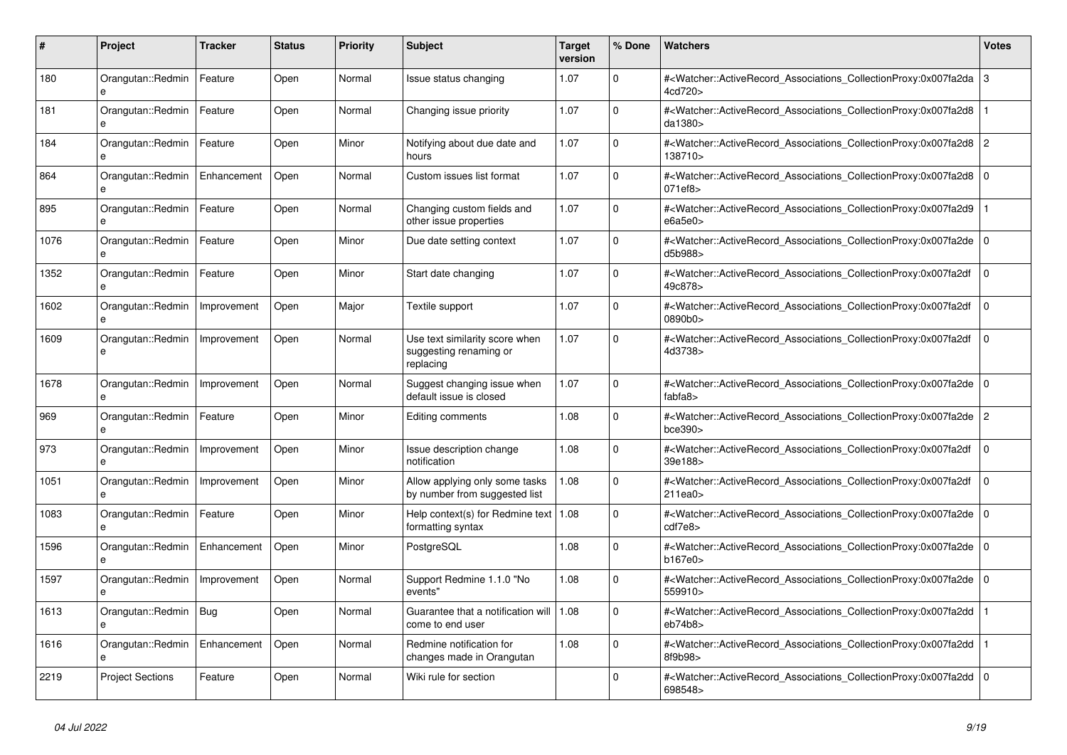| # | Project | Tracker | Status | Priority | Subject | Target version | % Done | Watchers | Votes |
|---|---|---|---|---|---|---|---|---|---|
| 180 | Orangutan::Redmine | Feature | Open | Normal | Issue status changing | 1.07 | 0 | #<Watcher::ActiveRecord_Associations_CollectionProxy:0x007fa2da4cd720> | 3 |
| 181 | Orangutan::Redmine | Feature | Open | Normal | Changing issue priority | 1.07 | 0 | #<Watcher::ActiveRecord_Associations_CollectionProxy:0x007fa2d8da1380> | 1 |
| 184 | Orangutan::Redmine | Feature | Open | Minor | Notifying about due date and hours | 1.07 | 0 | #<Watcher::ActiveRecord_Associations_CollectionProxy:0x007fa2d8138710> | 2 |
| 864 | Orangutan::Redmine | Enhancement | Open | Normal | Custom issues list format | 1.07 | 0 | #<Watcher::ActiveRecord_Associations_CollectionProxy:0x007fa2d8071ef8> | 0 |
| 895 | Orangutan::Redmine | Feature | Open | Normal | Changing custom fields and other issue properties | 1.07 | 0 | #<Watcher::ActiveRecord_Associations_CollectionProxy:0x007fa2d9e6a5e0> | 1 |
| 1076 | Orangutan::Redmine | Feature | Open | Minor | Due date setting context | 1.07 | 0 | #<Watcher::ActiveRecord_Associations_CollectionProxy:0x007fa2ded5b988> | 0 |
| 1352 | Orangutan::Redmine | Feature | Open | Minor | Start date changing | 1.07 | 0 | #<Watcher::ActiveRecord_Associations_CollectionProxy:0x007fa2df49c878> | 0 |
| 1602 | Orangutan::Redmine | Improvement | Open | Major | Textile support | 1.07 | 0 | #<Watcher::ActiveRecord_Associations_CollectionProxy:0x007fa2df0890b0> | 0 |
| 1609 | Orangutan::Redmine | Improvement | Open | Normal | Use text similarity score when suggesting renaming or replacing | 1.07 | 0 | #<Watcher::ActiveRecord_Associations_CollectionProxy:0x007fa2df4d3738> | 0 |
| 1678 | Orangutan::Redmine | Improvement | Open | Normal | Suggest changing issue when default issue is closed | 1.07 | 0 | #<Watcher::ActiveRecord_Associations_CollectionProxy:0x007fa2defabfa8> | 0 |
| 969 | Orangutan::Redmine | Feature | Open | Minor | Editing comments | 1.08 | 0 | #<Watcher::ActiveRecord_Associations_CollectionProxy:0x007fa2debce390> | 2 |
| 973 | Orangutan::Redmine | Improvement | Open | Minor | Issue description change notification | 1.08 | 0 | #<Watcher::ActiveRecord_Associations_CollectionProxy:0x007fa2df39e188> | 0 |
| 1051 | Orangutan::Redmine | Improvement | Open | Minor | Allow applying only some tasks by number from suggested list | 1.08 | 0 | #<Watcher::ActiveRecord_Associations_CollectionProxy:0x007fa2df211ea0> | 0 |
| 1083 | Orangutan::Redmine | Feature | Open | Minor | Help context(s) for Redmine text formatting syntax | 1.08 | 0 | #<Watcher::ActiveRecord_Associations_CollectionProxy:0x007fa2decdf7e8> | 0 |
| 1596 | Orangutan::Redmine | Enhancement | Open | Minor | PostgreSQL | 1.08 | 0 | #<Watcher::ActiveRecord_Associations_CollectionProxy:0x007fa2deb167e0> | 0 |
| 1597 | Orangutan::Redmine | Improvement | Open | Normal | Support Redmine 1.1.0 "No events" | 1.08 | 0 | #<Watcher::ActiveRecord_Associations_CollectionProxy:0x007fa2de559910> | 0 |
| 1613 | Orangutan::Redmine | Bug | Open | Normal | Guarantee that a notification will come to end user | 1.08 | 0 | #<Watcher::ActiveRecord_Associations_CollectionProxy:0x007fa2ddeb74b8> | 1 |
| 1616 | Orangutan::Redmine | Enhancement | Open | Normal | Redmine notification for changes made in Orangutan | 1.08 | 0 | #<Watcher::ActiveRecord_Associations_CollectionProxy:0x007fa2dd8f9b98> | 1 |
| 2219 | Project Sections | Feature | Open | Normal | Wiki rule for section | | 0 | #<Watcher::ActiveRecord_Associations_CollectionProxy:0x007fa2dd698548> | 0 |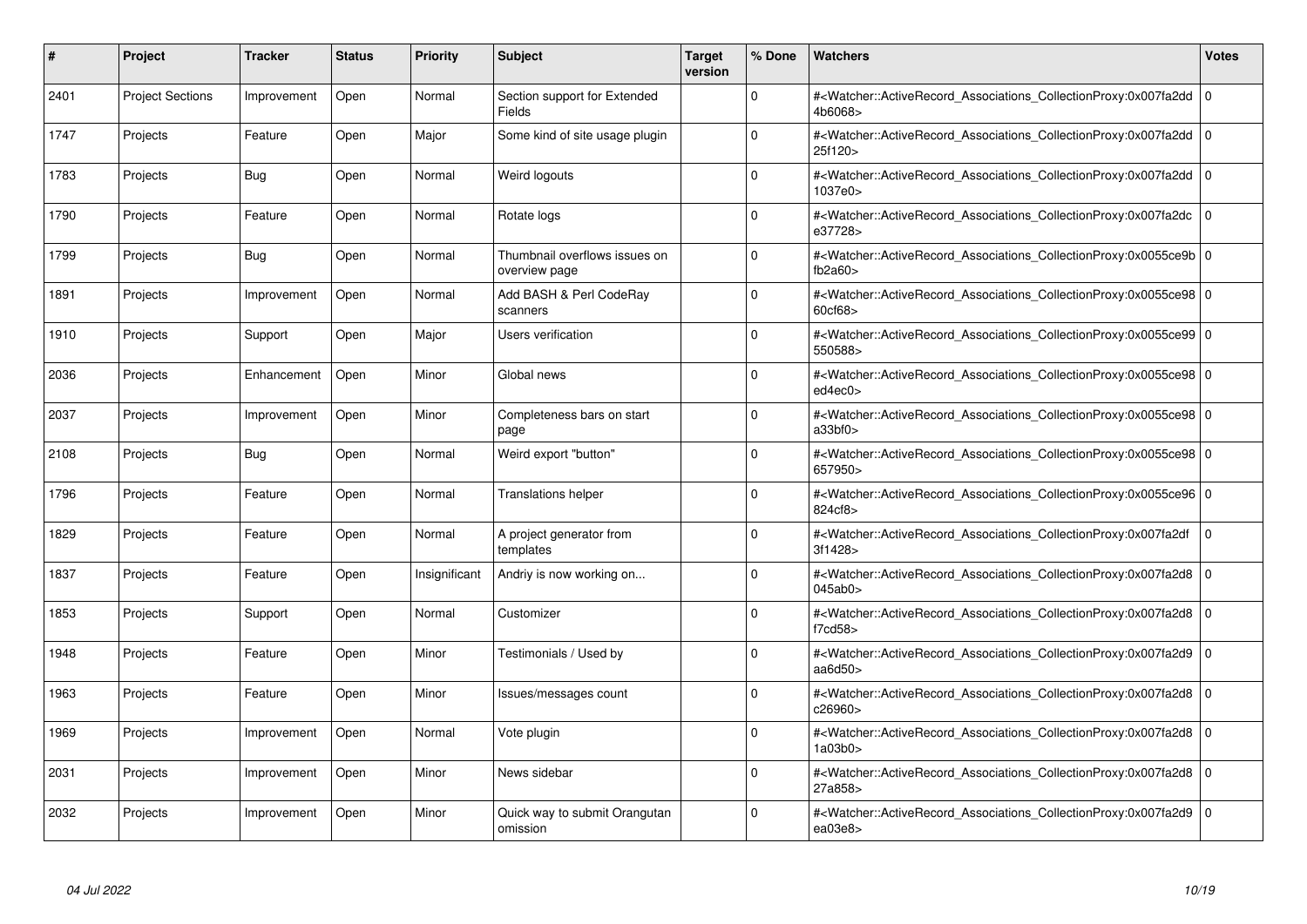| # | Project | Tracker | Status | Priority | Subject | Target version | % Done | Watchers | Votes |
|---|---|---|---|---|---|---|---|---|---|
| 2401 | Project Sections | Improvement | Open | Normal | Section support for Extended Fields | | 0 | #<Watcher::ActiveRecord_Associations_CollectionProxy:0x007fa2dd4b6068> | 0 |
| 1747 | Projects | Feature | Open | Major | Some kind of site usage plugin | | 0 | #<Watcher::ActiveRecord_Associations_CollectionProxy:0x007fa2dd25f120> | 0 |
| 1783 | Projects | Bug | Open | Normal | Weird logouts | | 0 | #<Watcher::ActiveRecord_Associations_CollectionProxy:0x007fa2dd1037e0> | 0 |
| 1790 | Projects | Feature | Open | Normal | Rotate logs | | 0 | #<Watcher::ActiveRecord_Associations_CollectionProxy:0x007fa2dce37728> | 0 |
| 1799 | Projects | Bug | Open | Normal | Thumbnail overflows issues on overview page | | 0 | #<Watcher::ActiveRecord_Associations_CollectionProxy:0x0055ce9bfb2a60> | 0 |
| 1891 | Projects | Improvement | Open | Normal | Add BASH & Perl CodeRay scanners | | 0 | #<Watcher::ActiveRecord_Associations_CollectionProxy:0x0055ce9860cf68> | 0 |
| 1910 | Projects | Support | Open | Major | Users verification | | 0 | #<Watcher::ActiveRecord_Associations_CollectionProxy:0x0055ce99550588> | 0 |
| 2036 | Projects | Enhancement | Open | Minor | Global news | | 0 | #<Watcher::ActiveRecord_Associations_CollectionProxy:0x0055ce98ed4ec0> | 0 |
| 2037 | Projects | Improvement | Open | Minor | Completeness bars on start page | | 0 | #<Watcher::ActiveRecord_Associations_CollectionProxy:0x0055ce98a33bf0> | 0 |
| 2108 | Projects | Bug | Open | Normal | Weird export "button" | | 0 | #<Watcher::ActiveRecord_Associations_CollectionProxy:0x0055ce98657950> | 0 |
| 1796 | Projects | Feature | Open | Normal | Translations helper | | 0 | #<Watcher::ActiveRecord_Associations_CollectionProxy:0x0055ce96824cf8> | 0 |
| 1829 | Projects | Feature | Open | Normal | A project generator from templates | | 0 | #<Watcher::ActiveRecord_Associations_CollectionProxy:0x007fa2df3f1428> | 0 |
| 1837 | Projects | Feature | Open | Insignificant | Andriy is now working on... | | 0 | #<Watcher::ActiveRecord_Associations_CollectionProxy:0x007fa2d8045ab0> | 0 |
| 1853 | Projects | Support | Open | Normal | Customizer | | 0 | #<Watcher::ActiveRecord_Associations_CollectionProxy:0x007fa2d8f7cd58> | 0 |
| 1948 | Projects | Feature | Open | Minor | Testimonials / Used by | | 0 | #<Watcher::ActiveRecord_Associations_CollectionProxy:0x007fa2d9aa6d50> | 0 |
| 1963 | Projects | Feature | Open | Minor | Issues/messages count | | 0 | #<Watcher::ActiveRecord_Associations_CollectionProxy:0x007fa2d8c26960> | 0 |
| 1969 | Projects | Improvement | Open | Normal | Vote plugin | | 0 | #<Watcher::ActiveRecord_Associations_CollectionProxy:0x007fa2d81a03b0> | 0 |
| 2031 | Projects | Improvement | Open | Minor | News sidebar | | 0 | #<Watcher::ActiveRecord_Associations_CollectionProxy:0x007fa2d827a858> | 0 |
| 2032 | Projects | Improvement | Open | Minor | Quick way to submit Orangutan omission | | 0 | #<Watcher::ActiveRecord_Associations_CollectionProxy:0x007fa2d9ea03e8> | 0 |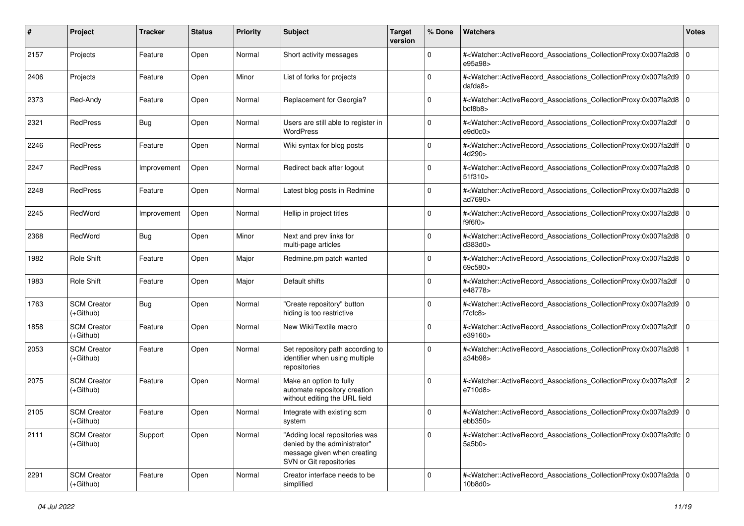| # | Project | Tracker | Status | Priority | Subject | Target version | % Done | Watchers | Votes |
|---|---|---|---|---|---|---|---|---|---|
| 2157 | Projects | Feature | Open | Normal | Short activity messages | | 0 | #<Watcher::ActiveRecord_Associations_CollectionProxy:0x007fa2d8e95a98> | 0 |
| 2406 | Projects | Feature | Open | Minor | List of forks for projects | | 0 | #<Watcher::ActiveRecord_Associations_CollectionProxy:0x007fa2d9dafda8> | 0 |
| 2373 | Red-Andy | Feature | Open | Normal | Replacement for Georgia? | | 0 | #<Watcher::ActiveRecord_Associations_CollectionProxy:0x007fa2d8bcf8b8> | 0 |
| 2321 | RedPress | Bug | Open | Normal | Users are still able to register in WordPress | | 0 | #<Watcher::ActiveRecord_Associations_CollectionProxy:0x007fa2dfe9d0c0> | 0 |
| 2246 | RedPress | Feature | Open | Normal | Wiki syntax for blog posts | | 0 | #<Watcher::ActiveRecord_Associations_CollectionProxy:0x007fa2dff4d290> | 0 |
| 2247 | RedPress | Improvement | Open | Normal | Redirect back after logout | | 0 | #<Watcher::ActiveRecord_Associations_CollectionProxy:0x007fa2d851f310> | 0 |
| 2248 | RedPress | Feature | Open | Normal | Latest blog posts in Redmine | | 0 | #<Watcher::ActiveRecord_Associations_CollectionProxy:0x007fa2d8ad7690> | 0 |
| 2245 | RedWord | Improvement | Open | Normal | Hellip in project titles | | 0 | #<Watcher::ActiveRecord_Associations_CollectionProxy:0x007fa2d8f9f6f0> | 0 |
| 2368 | RedWord | Bug | Open | Minor | Next and prev links for multi-page articles | | 0 | #<Watcher::ActiveRecord_Associations_CollectionProxy:0x007fa2d8d383d0> | 0 |
| 1982 | Role Shift | Feature | Open | Major | Redmine.pm patch wanted | | 0 | #<Watcher::ActiveRecord_Associations_CollectionProxy:0x007fa2d869c580> | 0 |
| 1983 | Role Shift | Feature | Open | Major | Default shifts | | 0 | #<Watcher::ActiveRecord_Associations_CollectionProxy:0x007fa2dfe48778> | 0 |
| 1763 | SCM Creator (+Github) | Bug | Open | Normal | "Create repository" button hiding is too restrictive | | 0 | #<Watcher::ActiveRecord_Associations_CollectionProxy:0x007fa2d9f7cfc8> | 0 |
| 1858 | SCM Creator (+Github) | Feature | Open | Normal | New Wiki/Textile macro | | 0 | #<Watcher::ActiveRecord_Associations_CollectionProxy:0x007fa2dfe39160> | 0 |
| 2053 | SCM Creator (+Github) | Feature | Open | Normal | Set repository path according to identifier when using multiple repositories | | 0 | #<Watcher::ActiveRecord_Associations_CollectionProxy:0x007fa2d8a34b98> | 1 |
| 2075 | SCM Creator (+Github) | Feature | Open | Normal | Make an option to fully automate repository creation without editing the URL field | | 0 | #<Watcher::ActiveRecord_Associations_CollectionProxy:0x007fa2dfe710d8> | 2 |
| 2105 | SCM Creator (+Github) | Feature | Open | Normal | Integrate with existing scm system | | 0 | #<Watcher::ActiveRecord_Associations_CollectionProxy:0x007fa2d9ebb350> | 0 |
| 2111 | SCM Creator (+Github) | Support | Open | Normal | "Adding local repositories was denied by the administrator" message given when creating SVN or Git repositories | | 0 | #<Watcher::ActiveRecord_Associations_CollectionProxy:0x007fa2dfc5a5b0> | 0 |
| 2291 | SCM Creator (+Github) | Feature | Open | Normal | Creator interface needs to be simplified | | 0 | #<Watcher::ActiveRecord_Associations_CollectionProxy:0x007fa2da10b8d0> | 0 |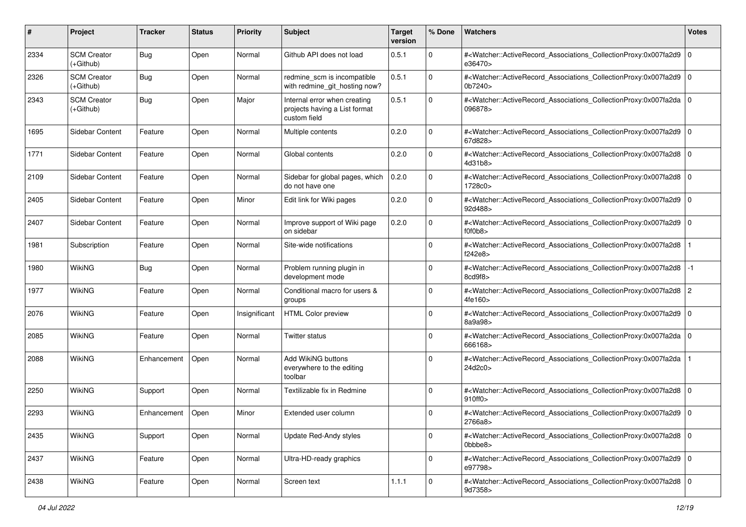| # | Project | Tracker | Status | Priority | Subject | Target version | % Done | Watchers | Votes |
|---|---|---|---|---|---|---|---|---|---|
| 2334 | SCM Creator (+Github) | Bug | Open | Normal | Github API does not load | 0.5.1 | 0 | #<Watcher::ActiveRecord_Associations_CollectionProxy:0x007fa2d9e36470> | 0 |
| 2326 | SCM Creator (+Github) | Bug | Open | Normal | redmine_scm is incompatible with redmine_git_hosting now? | 0.5.1 | 0 | #<Watcher::ActiveRecord_Associations_CollectionProxy:0x007fa2d90b7240> | 0 |
| 2343 | SCM Creator (+Github) | Bug | Open | Major | Internal error when creating projects having a List format custom field | 0.5.1 | 0 | #<Watcher::ActiveRecord_Associations_CollectionProxy:0x007fa2da096878> | 0 |
| 1695 | Sidebar Content | Feature | Open | Normal | Multiple contents | 0.2.0 | 0 | #<Watcher::ActiveRecord_Associations_CollectionProxy:0x007fa2d967d828> | 0 |
| 1771 | Sidebar Content | Feature | Open | Normal | Global contents | 0.2.0 | 0 | #<Watcher::ActiveRecord_Associations_CollectionProxy:0x007fa2d84d31b8> | 0 |
| 2109 | Sidebar Content | Feature | Open | Normal | Sidebar for global pages, which do not have one | 0.2.0 | 0 | #<Watcher::ActiveRecord_Associations_CollectionProxy:0x007fa2d81728c0> | 0 |
| 2405 | Sidebar Content | Feature | Open | Minor | Edit link for Wiki pages | 0.2.0 | 0 | #<Watcher::ActiveRecord_Associations_CollectionProxy:0x007fa2d992d488> | 0 |
| 2407 | Sidebar Content | Feature | Open | Normal | Improve support of Wiki page on sidebar | 0.2.0 | 0 | #<Watcher::ActiveRecord_Associations_CollectionProxy:0x007fa2d9f0f0b8> | 0 |
| 1981 | Subscription | Feature | Open | Normal | Site-wide notifications | | 0 | #<Watcher::ActiveRecord_Associations_CollectionProxy:0x007fa2d8f242e8> | 1 |
| 1980 | WikiNG | Bug | Open | Normal | Problem running plugin in development mode | | 0 | #<Watcher::ActiveRecord_Associations_CollectionProxy:0x007fa2d88cd9f8> | -1 |
| 1977 | WikiNG | Feature | Open | Normal | Conditional macro for users & groups | | 0 | #<Watcher::ActiveRecord_Associations_CollectionProxy:0x007fa2d84fe160> | 2 |
| 2076 | WikiNG | Feature | Open | Insignificant | HTML Color preview | | 0 | #<Watcher::ActiveRecord_Associations_CollectionProxy:0x007fa2d98a9a98> | 0 |
| 2085 | WikiNG | Feature | Open | Normal | Twitter status | | 0 | #<Watcher::ActiveRecord_Associations_CollectionProxy:0x007fa2da666168> | 0 |
| 2088 | WikiNG | Enhancement | Open | Normal | Add WikiNG buttons everywhere to the editing toolbar | | 0 | #<Watcher::ActiveRecord_Associations_CollectionProxy:0x007fa2da24d2c0> | 1 |
| 2250 | WikiNG | Support | Open | Normal | Textilizable fix in Redmine | | 0 | #<Watcher::ActiveRecord_Associations_CollectionProxy:0x007fa2d8910ff0> | 0 |
| 2293 | WikiNG | Enhancement | Open | Minor | Extended user column | | 0 | #<Watcher::ActiveRecord_Associations_CollectionProxy:0x007fa2d92766a8> | 0 |
| 2435 | WikiNG | Support | Open | Normal | Update Red-Andy styles | | 0 | #<Watcher::ActiveRecord_Associations_CollectionProxy:0x007fa2d80bbbe8> | 0 |
| 2437 | WikiNG | Feature | Open | Normal | Ultra-HD-ready graphics | | 0 | #<Watcher::ActiveRecord_Associations_CollectionProxy:0x007fa2d9e97798> | 0 |
| 2438 | WikiNG | Feature | Open | Normal | Screen text | 1.1.1 | 0 | #<Watcher::ActiveRecord_Associations_CollectionProxy:0x007fa2d89d7358> | 0 |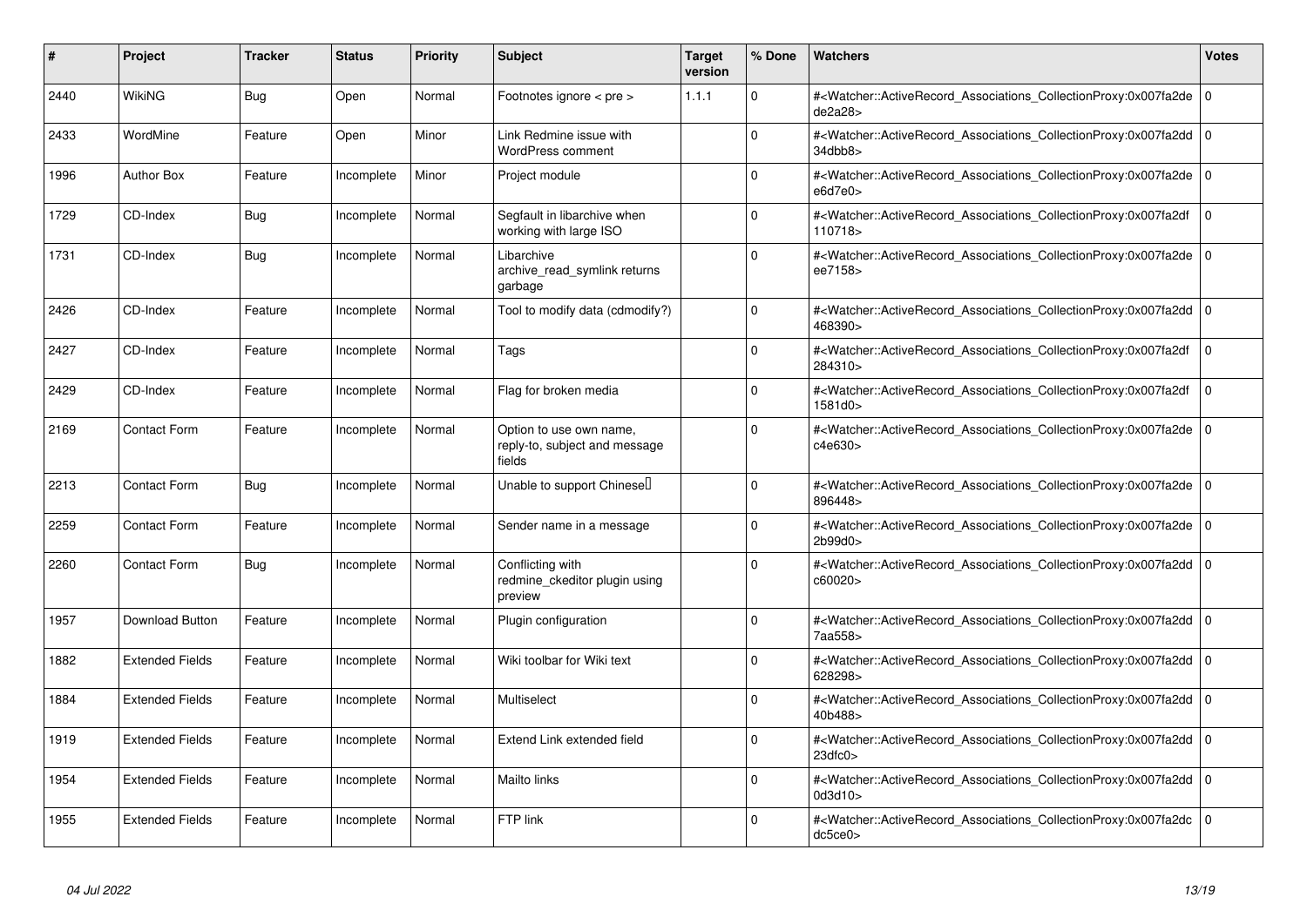| # | Project | Tracker | Status | Priority | Subject | Target version | % Done | Watchers | Votes |
|---|---|---|---|---|---|---|---|---|---|
| 2440 | WikiNG | Bug | Open | Normal | Footnotes ignore < pre > | 1.1.1 | 0 | #<Watcher::ActiveRecord_Associations_CollectionProxy:0x007fa2dede2a28> | 0 |
| 2433 | WordMine | Feature | Open | Minor | Link Redmine issue with WordPress comment | | 0 | #<Watcher::ActiveRecord_Associations_CollectionProxy:0x007fa2dd34dbb8> | 0 |
| 1996 | Author Box | Feature | Incomplete | Minor | Project module | | 0 | #<Watcher::ActiveRecord_Associations_CollectionProxy:0x007fa2dee6d7e0> | 0 |
| 1729 | CD-Index | Bug | Incomplete | Normal | Segfault in libarchive when working with large ISO | | 0 | #<Watcher::ActiveRecord_Associations_CollectionProxy:0x007fa2df110718> | 0 |
| 1731 | CD-Index | Bug | Incomplete | Normal | Libarchive archive_read_symlink returns garbage | | 0 | #<Watcher::ActiveRecord_Associations_CollectionProxy:0x007fa2deee7158> | 0 |
| 2426 | CD-Index | Feature | Incomplete | Normal | Tool to modify data (cdmodify?) | | 0 | #<Watcher::ActiveRecord_Associations_CollectionProxy:0x007fa2dd468390> | 0 |
| 2427 | CD-Index | Feature | Incomplete | Normal | Tags | | 0 | #<Watcher::ActiveRecord_Associations_CollectionProxy:0x007fa2df284310> | 0 |
| 2429 | CD-Index | Feature | Incomplete | Normal | Flag for broken media | | 0 | #<Watcher::ActiveRecord_Associations_CollectionProxy:0x007fa2df1581d0> | 0 |
| 2169 | Contact Form | Feature | Incomplete | Normal | Option to use own name, reply-to, subject and message fields | | 0 | #<Watcher::ActiveRecord_Associations_CollectionProxy:0x007fa2dec4e630> | 0 |
| 2213 | Contact Form | Bug | Incomplete | Normal | Unable to support Chinese | | 0 | #<Watcher::ActiveRecord_Associations_CollectionProxy:0x007fa2de896448> | 0 |
| 2259 | Contact Form | Feature | Incomplete | Normal | Sender name in a message | | 0 | #<Watcher::ActiveRecord_Associations_CollectionProxy:0x007fa2de2b99d0> | 0 |
| 2260 | Contact Form | Bug | Incomplete | Normal | Conflicting with redmine_ckeditor plugin using preview | | 0 | #<Watcher::ActiveRecord_Associations_CollectionProxy:0x007fa2ddc60020> | 0 |
| 1957 | Download Button | Feature | Incomplete | Normal | Plugin configuration | | 0 | #<Watcher::ActiveRecord_Associations_CollectionProxy:0x007fa2dd7aa558> | 0 |
| 1882 | Extended Fields | Feature | Incomplete | Normal | Wiki toolbar for Wiki text | | 0 | #<Watcher::ActiveRecord_Associations_CollectionProxy:0x007fa2dd628298> | 0 |
| 1884 | Extended Fields | Feature | Incomplete | Normal | Multiselect | | 0 | #<Watcher::ActiveRecord_Associations_CollectionProxy:0x007fa2dd40b488> | 0 |
| 1919 | Extended Fields | Feature | Incomplete | Normal | Extend Link extended field | | 0 | #<Watcher::ActiveRecord_Associations_CollectionProxy:0x007fa2dd23dfc0> | 0 |
| 1954 | Extended Fields | Feature | Incomplete | Normal | Mailto links | | 0 | #<Watcher::ActiveRecord_Associations_CollectionProxy:0x007fa2dd0d3d10> | 0 |
| 1955 | Extended Fields | Feature | Incomplete | Normal | FTP link | | 0 | #<Watcher::ActiveRecord_Associations_CollectionProxy:0x007fa2dcdc5ce0> | 0 |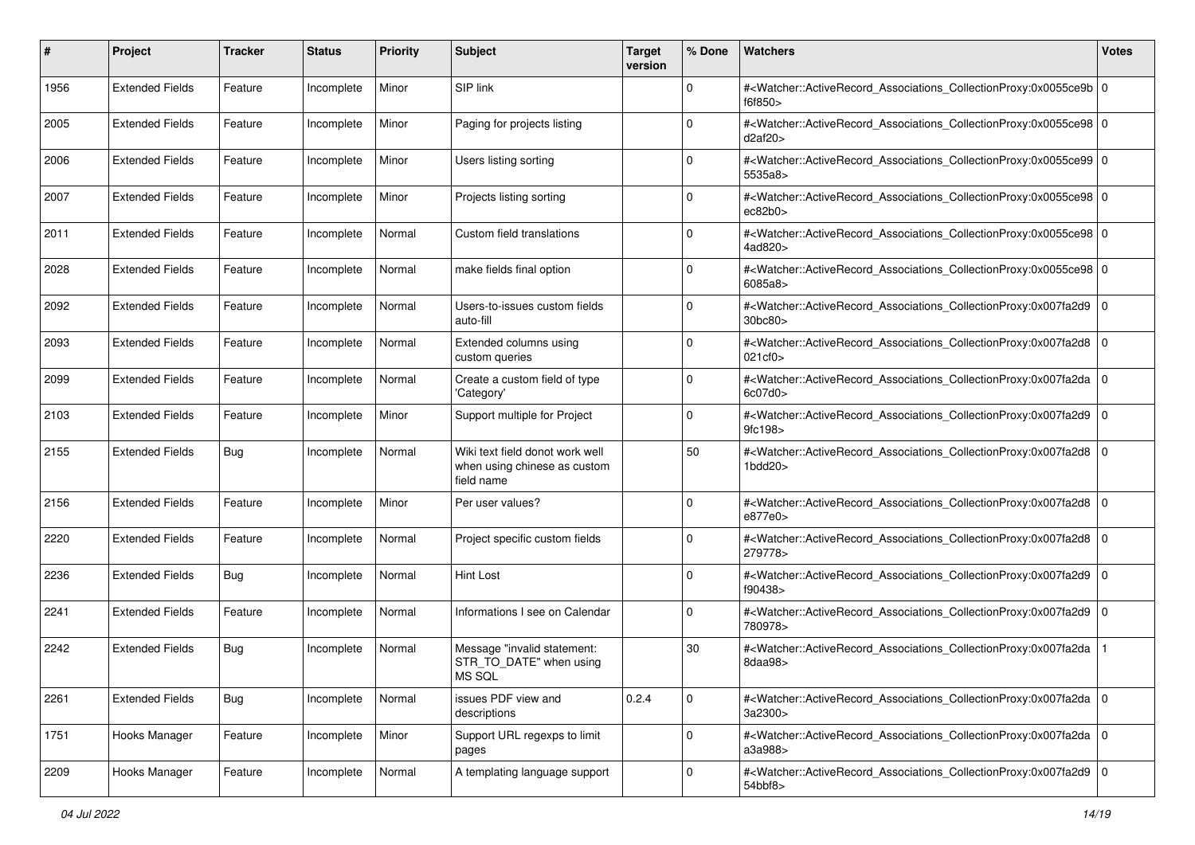| # | Project | Tracker | Status | Priority | Subject | Target version | % Done | Watchers | Votes |
|---|---|---|---|---|---|---|---|---|---|
| 1956 | Extended Fields | Feature | Incomplete | Minor | SIP link | | 0 | #<Watcher::ActiveRecord_Associations_CollectionProxy:0x0055ce9bf6f850> | 0 |
| 2005 | Extended Fields | Feature | Incomplete | Minor | Paging for projects listing | | 0 | #<Watcher::ActiveRecord_Associations_CollectionProxy:0x0055ce98d2af20> | 0 |
| 2006 | Extended Fields | Feature | Incomplete | Minor | Users listing sorting | | 0 | #<Watcher::ActiveRecord_Associations_CollectionProxy:0x0055ce995535a8> | 0 |
| 2007 | Extended Fields | Feature | Incomplete | Minor | Projects listing sorting | | 0 | #<Watcher::ActiveRecord_Associations_CollectionProxy:0x0055ce98ec82b0> | 0 |
| 2011 | Extended Fields | Feature | Incomplete | Normal | Custom field translations | | 0 | #<Watcher::ActiveRecord_Associations_CollectionProxy:0x0055ce984ad820> | 0 |
| 2028 | Extended Fields | Feature | Incomplete | Normal | make fields final option | | 0 | #<Watcher::ActiveRecord_Associations_CollectionProxy:0x0055ce986085a8> | 0 |
| 2092 | Extended Fields | Feature | Incomplete | Normal | Users-to-issues custom fields auto-fill | | 0 | #<Watcher::ActiveRecord_Associations_CollectionProxy:0x007fa2d930bc80> | 0 |
| 2093 | Extended Fields | Feature | Incomplete | Normal | Extended columns using custom queries | | 0 | #<Watcher::ActiveRecord_Associations_CollectionProxy:0x007fa2d8021cf0> | 0 |
| 2099 | Extended Fields | Feature | Incomplete | Normal | Create a custom field of type 'Category' | | 0 | #<Watcher::ActiveRecord_Associations_CollectionProxy:0x007fa2da6c07d0> | 0 |
| 2103 | Extended Fields | Feature | Incomplete | Minor | Support multiple for Project | | 0 | #<Watcher::ActiveRecord_Associations_CollectionProxy:0x007fa2d99fc198> | 0 |
| 2155 | Extended Fields | Bug | Incomplete | Normal | Wiki text field donot work well when using chinese as custom field name | | 50 | #<Watcher::ActiveRecord_Associations_CollectionProxy:0x007fa2d81bdd20> | 0 |
| 2156 | Extended Fields | Feature | Incomplete | Minor | Per user values? | | 0 | #<Watcher::ActiveRecord_Associations_CollectionProxy:0x007fa2d8e877e0> | 0 |
| 2220 | Extended Fields | Feature | Incomplete | Normal | Project specific custom fields | | 0 | #<Watcher::ActiveRecord_Associations_CollectionProxy:0x007fa2d8279778> | 0 |
| 2236 | Extended Fields | Bug | Incomplete | Normal | Hint Lost | | 0 | #<Watcher::ActiveRecord_Associations_CollectionProxy:0x007fa2d9f90438> | 0 |
| 2241 | Extended Fields | Feature | Incomplete | Normal | Informations I see on Calendar | | 0 | #<Watcher::ActiveRecord_Associations_CollectionProxy:0x007fa2d9780978> | 0 |
| 2242 | Extended Fields | Bug | Incomplete | Normal | Message "invalid statement: STR_TO_DATE" when using MS SQL | | 30 | #<Watcher::ActiveRecord_Associations_CollectionProxy:0x007fa2da8daa98> | 1 |
| 2261 | Extended Fields | Bug | Incomplete | Normal | issues PDF view and descriptions | 0.2.4 | 0 | #<Watcher::ActiveRecord_Associations_CollectionProxy:0x007fa2da3a2300> | 0 |
| 1751 | Hooks Manager | Feature | Incomplete | Minor | Support URL regexps to limit pages | | 0 | #<Watcher::ActiveRecord_Associations_CollectionProxy:0x007fa2daa3a988> | 0 |
| 2209 | Hooks Manager | Feature | Incomplete | Normal | A templating language support | | 0 | #<Watcher::ActiveRecord_Associations_CollectionProxy:0x007fa2d954bbf8> | 0 |

*04 Jul 2022*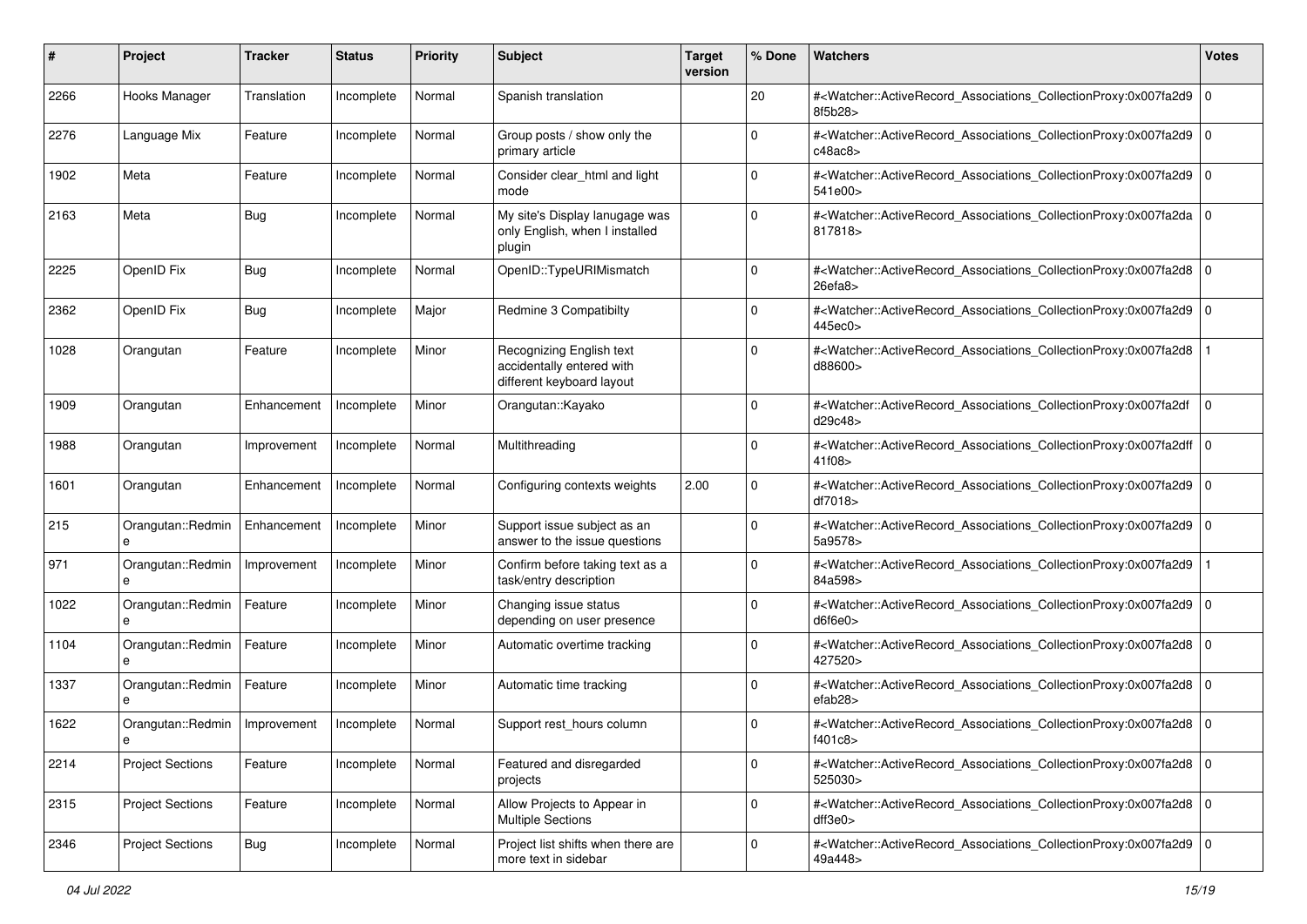| # | Project | Tracker | Status | Priority | Subject | Target version | % Done | Watchers | Votes |
|---|---|---|---|---|---|---|---|---|---|
| 2266 | Hooks Manager | Translation | Incomplete | Normal | Spanish translation | | 20 | #<Watcher::ActiveRecord_Associations_CollectionProxy:0x007fa2d98f5b28> | 0 |
| 2276 | Language Mix | Feature | Incomplete | Normal | Group posts / show only the primary article | | 0 | #<Watcher::ActiveRecord_Associations_CollectionProxy:0x007fa2d9c48ac8> | 0 |
| 1902 | Meta | Feature | Incomplete | Normal | Consider clear_html and light mode | | 0 | #<Watcher::ActiveRecord_Associations_CollectionProxy:0x007fa2d9541e00> | 0 |
| 2163 | Meta | Bug | Incomplete | Normal | My site's Display lanugage was only English, when I installed plugin | | 0 | #<Watcher::ActiveRecord_Associations_CollectionProxy:0x007fa2da817818> | 0 |
| 2225 | OpenID Fix | Bug | Incomplete | Normal | OpenID::TypeURIMismatch | | 0 | #<Watcher::ActiveRecord_Associations_CollectionProxy:0x007fa2d826efa8> | 0 |
| 2362 | OpenID Fix | Bug | Incomplete | Major | Redmine 3 Compatibilty | | 0 | #<Watcher::ActiveRecord_Associations_CollectionProxy:0x007fa2d9445ec0> | 0 |
| 1028 | Orangutan | Feature | Incomplete | Minor | Recognizing English text accidentally entered with different keyboard layout | | 0 | #<Watcher::ActiveRecord_Associations_CollectionProxy:0x007fa2d8d88600> | 1 |
| 1909 | Orangutan | Enhancement | Incomplete | Minor | Orangutan::Kayako | | 0 | #<Watcher::ActiveRecord_Associations_CollectionProxy:0x007fa2dfd29c48> | 0 |
| 1988 | Orangutan | Improvement | Incomplete | Normal | Multithreading | | 0 | #<Watcher::ActiveRecord_Associations_CollectionProxy:0x007fa2dff41f08> | 0 |
| 1601 | Orangutan | Enhancement | Incomplete | Normal | Configuring contexts weights | 2.00 | 0 | #<Watcher::ActiveRecord_Associations_CollectionProxy:0x007fa2d9df7018> | 0 |
| 215 | Orangutan::Redmine | Enhancement | Incomplete | Minor | Support issue subject as an answer to the issue questions | | 0 | #<Watcher::ActiveRecord_Associations_CollectionProxy:0x007fa2d95a9578> | 0 |
| 971 | Orangutan::Redmine | Improvement | Incomplete | Minor | Confirm before taking text as a task/entry description | | 0 | #<Watcher::ActiveRecord_Associations_CollectionProxy:0x007fa2d984a598> | 1 |
| 1022 | Orangutan::Redmine | Feature | Incomplete | Minor | Changing issue status depending on user presence | | 0 | #<Watcher::ActiveRecord_Associations_CollectionProxy:0x007fa2d9d6f6e0> | 0 |
| 1104 | Orangutan::Redmine | Feature | Incomplete | Minor | Automatic overtime tracking | | 0 | #<Watcher::ActiveRecord_Associations_CollectionProxy:0x007fa2d8427520> | 0 |
| 1337 | Orangutan::Redmine | Feature | Incomplete | Minor | Automatic time tracking | | 0 | #<Watcher::ActiveRecord_Associations_CollectionProxy:0x007fa2d8efab28> | 0 |
| 1622 | Orangutan::Redmine | Improvement | Incomplete | Normal | Support rest_hours column | | 0 | #<Watcher::ActiveRecord_Associations_CollectionProxy:0x007fa2d8f401c8> | 0 |
| 2214 | Project Sections | Feature | Incomplete | Normal | Featured and disregarded projects | | 0 | #<Watcher::ActiveRecord_Associations_CollectionProxy:0x007fa2d8525030> | 0 |
| 2315 | Project Sections | Feature | Incomplete | Normal | Allow Projects to Appear in Multiple Sections | | 0 | #<Watcher::ActiveRecord_Associations_CollectionProxy:0x007fa2d8dff3e0> | 0 |
| 2346 | Project Sections | Bug | Incomplete | Normal | Project list shifts when there are more text in sidebar | | 0 | #<Watcher::ActiveRecord_Associations_CollectionProxy:0x007fa2d949a448> | 0 |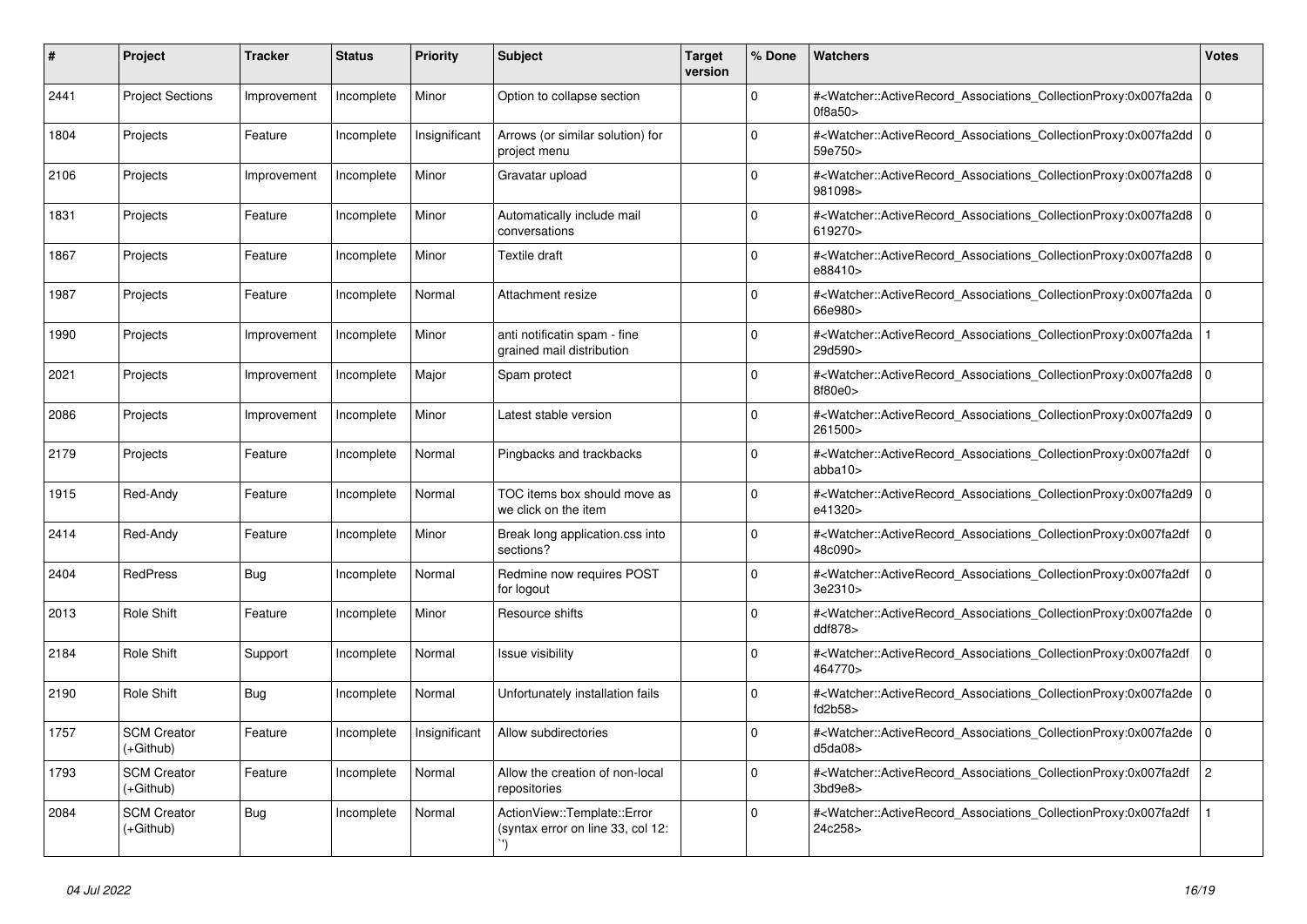| # | Project | Tracker | Status | Priority | Subject | Target version | % Done | Watchers | Votes |
|---|---|---|---|---|---|---|---|---|---|
| 2441 | Project Sections | Improvement | Incomplete | Minor | Option to collapse section | | 0 | #<Watcher::ActiveRecord_Associations_CollectionProxy:0x007fa2da0f8a50> | 0 |
| 1804 | Projects | Feature | Incomplete | Insignificant | Arrows (or similar solution) for project menu | | 0 | #<Watcher::ActiveRecord_Associations_CollectionProxy:0x007fa2dd59e750> | 0 |
| 2106 | Projects | Improvement | Incomplete | Minor | Gravatar upload | | 0 | #<Watcher::ActiveRecord_Associations_CollectionProxy:0x007fa2d8981098> | 0 |
| 1831 | Projects | Feature | Incomplete | Minor | Automatically include mail conversations | | 0 | #<Watcher::ActiveRecord_Associations_CollectionProxy:0x007fa2d8619270> | 0 |
| 1867 | Projects | Feature | Incomplete | Minor | Textile draft | | 0 | #<Watcher::ActiveRecord_Associations_CollectionProxy:0x007fa2d8e88410> | 0 |
| 1987 | Projects | Feature | Incomplete | Normal | Attachment resize | | 0 | #<Watcher::ActiveRecord_Associations_CollectionProxy:0x007fa2da66e980> | 0 |
| 1990 | Projects | Improvement | Incomplete | Minor | anti notificatin spam - fine grained mail distribution | | 0 | #<Watcher::ActiveRecord_Associations_CollectionProxy:0x007fa2da29d590> | 1 |
| 2021 | Projects | Improvement | Incomplete | Major | Spam protect | | 0 | #<Watcher::ActiveRecord_Associations_CollectionProxy:0x007fa2d88f80e0> | 0 |
| 2086 | Projects | Improvement | Incomplete | Minor | Latest stable version | | 0 | #<Watcher::ActiveRecord_Associations_CollectionProxy:0x007fa2d9261500> | 0 |
| 2179 | Projects | Feature | Incomplete | Normal | Pingbacks and trackbacks | | 0 | #<Watcher::ActiveRecord_Associations_CollectionProxy:0x007fa2dfabba10> | 0 |
| 1915 | Red-Andy | Feature | Incomplete | Normal | TOC items box should move as we click on the item | | 0 | #<Watcher::ActiveRecord_Associations_CollectionProxy:0x007fa2d9e41320> | 0 |
| 2414 | Red-Andy | Feature | Incomplete | Minor | Break long application.css into sections? | | 0 | #<Watcher::ActiveRecord_Associations_CollectionProxy:0x007fa2df48c090> | 0 |
| 2404 | RedPress | Bug | Incomplete | Normal | Redmine now requires POST for logout | | 0 | #<Watcher::ActiveRecord_Associations_CollectionProxy:0x007fa2df3e2310> | 0 |
| 2013 | Role Shift | Feature | Incomplete | Minor | Resource shifts | | 0 | #<Watcher::ActiveRecord_Associations_CollectionProxy:0x007fa2deddf878> | 0 |
| 2184 | Role Shift | Support | Incomplete | Normal | Issue visibility | | 0 | #<Watcher::ActiveRecord_Associations_CollectionProxy:0x007fa2df464770> | 0 |
| 2190 | Role Shift | Bug | Incomplete | Normal | Unfortunately installation fails | | 0 | #<Watcher::ActiveRecord_Associations_CollectionProxy:0x007fa2defd2b58> | 0 |
| 1757 | SCM Creator (+Github) | Feature | Incomplete | Insignificant | Allow subdirectories | | 0 | #<Watcher::ActiveRecord_Associations_CollectionProxy:0x007fa2ded5da08> | 0 |
| 1793 | SCM Creator (+Github) | Feature | Incomplete | Normal | Allow the creation of non-local repositories | | 0 | #<Watcher::ActiveRecord_Associations_CollectionProxy:0x007fa2df3bd9e8> | 2 |
| 2084 | SCM Creator (+Github) | Bug | Incomplete | Normal | ActionView::Template::Error (syntax error on line 33, col 12: `') | | 0 | #<Watcher::ActiveRecord_Associations_CollectionProxy:0x007fa2df24c258> | 1 |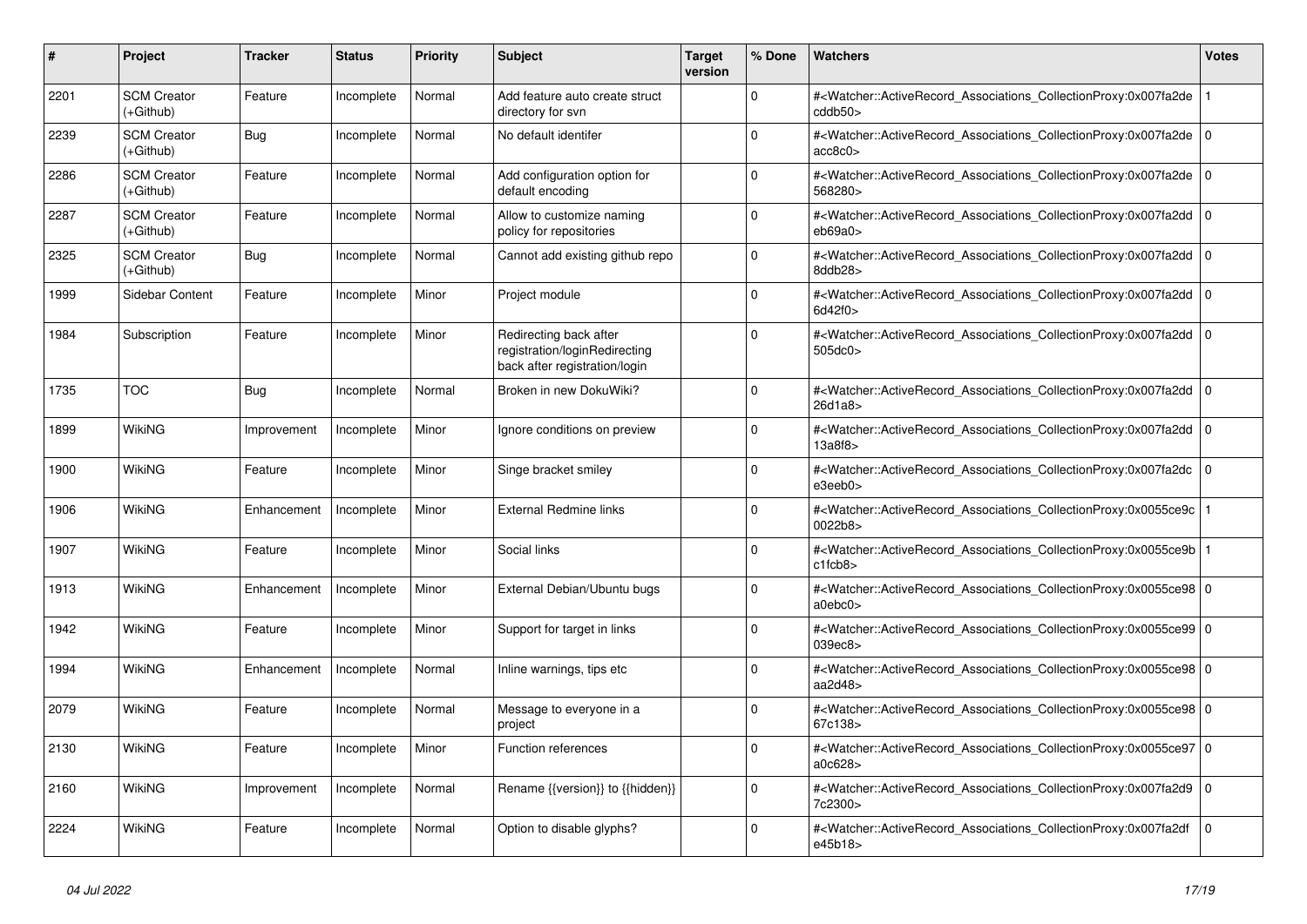| # | Project | Tracker | Status | Priority | Subject | Target version | % Done | Watchers | Votes |
|---|---|---|---|---|---|---|---|---|---|
| 2201 | SCM Creator (+Github) | Feature | Incomplete | Normal | Add feature auto create struct directory for svn | | 0 | #<Watcher::ActiveRecord_Associations_CollectionProxy:0x007fa2de cddb50> | 1 |
| 2239 | SCM Creator (+Github) | Bug | Incomplete | Normal | No default identifer | | 0 | #<Watcher::ActiveRecord_Associations_CollectionProxy:0x007fa2de acc8c0> | 0 |
| 2286 | SCM Creator (+Github) | Feature | Incomplete | Normal | Add configuration option for default encoding | | 0 | #<Watcher::ActiveRecord_Associations_CollectionProxy:0x007fa2de 568280> | 0 |
| 2287 | SCM Creator (+Github) | Feature | Incomplete | Normal | Allow to customize naming policy for repositories | | 0 | #<Watcher::ActiveRecord_Associations_CollectionProxy:0x007fa2dd eb69a0> | 0 |
| 2325 | SCM Creator (+Github) | Bug | Incomplete | Normal | Cannot add existing github repo | | 0 | #<Watcher::ActiveRecord_Associations_CollectionProxy:0x007fa2dd 8ddb28> | 0 |
| 1999 | Sidebar Content | Feature | Incomplete | Minor | Project module | | 0 | #<Watcher::ActiveRecord_Associations_CollectionProxy:0x007fa2dd 6d42f0> | 0 |
| 1984 | Subscription | Feature | Incomplete | Minor | Redirecting back after registration/loginRedirecting back after registration/login | | 0 | #<Watcher::ActiveRecord_Associations_CollectionProxy:0x007fa2dd 505dc0> | 0 |
| 1735 | TOC | Bug | Incomplete | Normal | Broken in new DokuWiki? | | 0 | #<Watcher::ActiveRecord_Associations_CollectionProxy:0x007fa2dd 26d1a8> | 0 |
| 1899 | WikiNG | Improvement | Incomplete | Minor | Ignore conditions on preview | | 0 | #<Watcher::ActiveRecord_Associations_CollectionProxy:0x007fa2dd 13a8f8> | 0 |
| 1900 | WikiNG | Feature | Incomplete | Minor | Singe bracket smiley | | 0 | #<Watcher::ActiveRecord_Associations_CollectionProxy:0x007fa2dc e3eeb0> | 0 |
| 1906 | WikiNG | Enhancement | Incomplete | Minor | External Redmine links | | 0 | #<Watcher::ActiveRecord_Associations_CollectionProxy:0x0055ce9c 0022b8> | 1 |
| 1907 | WikiNG | Feature | Incomplete | Minor | Social links | | 0 | #<Watcher::ActiveRecord_Associations_CollectionProxy:0x0055ce9b c1fcb8> | 1 |
| 1913 | WikiNG | Enhancement | Incomplete | Minor | External Debian/Ubuntu bugs | | 0 | #<Watcher::ActiveRecord_Associations_CollectionProxy:0x0055ce98 a0ebc0> | 0 |
| 1942 | WikiNG | Feature | Incomplete | Minor | Support for target in links | | 0 | #<Watcher::ActiveRecord_Associations_CollectionProxy:0x0055ce99 039ec8> | 0 |
| 1994 | WikiNG | Enhancement | Incomplete | Normal | Inline warnings, tips etc | | 0 | #<Watcher::ActiveRecord_Associations_CollectionProxy:0x0055ce98 aa2d48> | 0 |
| 2079 | WikiNG | Feature | Incomplete | Normal | Message to everyone in a project | | 0 | #<Watcher::ActiveRecord_Associations_CollectionProxy:0x0055ce98 67c138> | 0 |
| 2130 | WikiNG | Feature | Incomplete | Minor | Function references | | 0 | #<Watcher::ActiveRecord_Associations_CollectionProxy:0x0055ce97 a0c628> | 0 |
| 2160 | WikiNG | Improvement | Incomplete | Normal | Rename {{version}} to {{hidden}} | | 0 | #<Watcher::ActiveRecord_Associations_CollectionProxy:0x007fa2d9 7c2300> | 0 |
| 2224 | WikiNG | Feature | Incomplete | Normal | Option to disable glyphs? | | 0 | #<Watcher::ActiveRecord_Associations_CollectionProxy:0x007fa2df e45b18> | 0 |

*04 Jul 2022*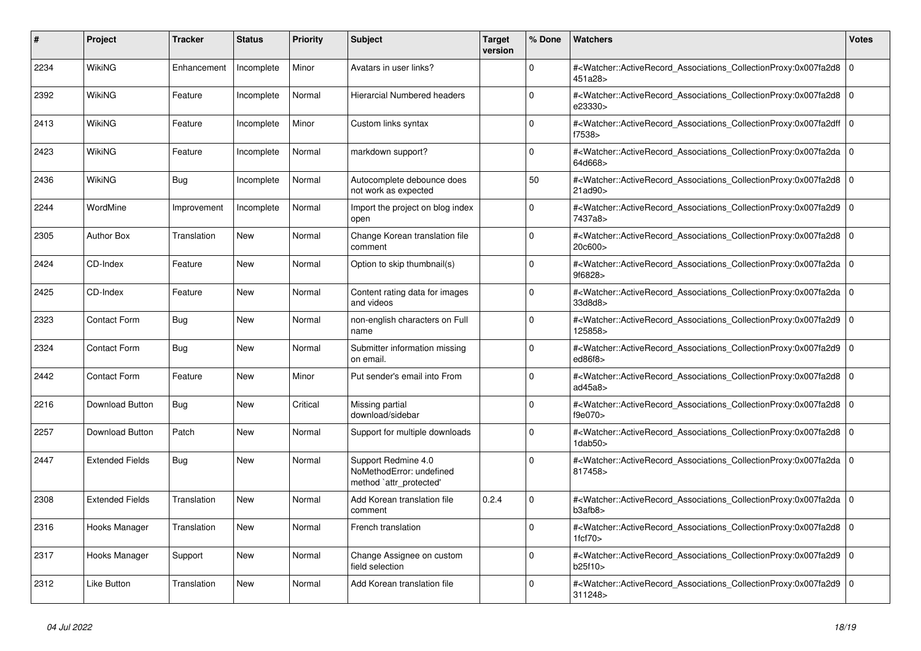| # | Project | Tracker | Status | Priority | Subject | Target version | % Done | Watchers | Votes |
|---|---|---|---|---|---|---|---|---|---|
| 2234 | WikiNG | Enhancement | Incomplete | Minor | Avatars in user links? | | 0 | #<Watcher::ActiveRecord_Associations_CollectionProxy:0x007fa2d8451a28> | 0 |
| 2392 | WikiNG | Feature | Incomplete | Normal | Hierarcial Numbered headers | | 0 | #<Watcher::ActiveRecord_Associations_CollectionProxy:0x007fa2d8e23330> | 0 |
| 2413 | WikiNG | Feature | Incomplete | Minor | Custom links syntax | | 0 | #<Watcher::ActiveRecord_Associations_CollectionProxy:0x007fa2dfff7538> | 0 |
| 2423 | WikiNG | Feature | Incomplete | Normal | markdown support? | | 0 | #<Watcher::ActiveRecord_Associations_CollectionProxy:0x007fa2da64d668> | 0 |
| 2436 | WikiNG | Bug | Incomplete | Normal | Autocomplete debounce does not work as expected | | 50 | #<Watcher::ActiveRecord_Associations_CollectionProxy:0x007fa2d821ad90> | 0 |
| 2244 | WordMine | Improvement | Incomplete | Normal | Import the project on blog index open | | 0 | #<Watcher::ActiveRecord_Associations_CollectionProxy:0x007fa2d97437a8> | 0 |
| 2305 | Author Box | Translation | New | Normal | Change Korean translation file comment | | 0 | #<Watcher::ActiveRecord_Associations_CollectionProxy:0x007fa2d820c600> | 0 |
| 2424 | CD-Index | Feature | New | Normal | Option to skip thumbnail(s) | | 0 | #<Watcher::ActiveRecord_Associations_CollectionProxy:0x007fa2da9f6828> | 0 |
| 2425 | CD-Index | Feature | New | Normal | Content rating data for images and videos | | 0 | #<Watcher::ActiveRecord_Associations_CollectionProxy:0x007fa2da33d8d8> | 0 |
| 2323 | Contact Form | Bug | New | Normal | non-english characters on Full name | | 0 | #<Watcher::ActiveRecord_Associations_CollectionProxy:0x007fa2d9125858> | 0 |
| 2324 | Contact Form | Bug | New | Normal | Submitter information missing on email. | | 0 | #<Watcher::ActiveRecord_Associations_CollectionProxy:0x007fa2d9ed86f8> | 0 |
| 2442 | Contact Form | Feature | New | Minor | Put sender's email into From | | 0 | #<Watcher::ActiveRecord_Associations_CollectionProxy:0x007fa2d8ad45a8> | 0 |
| 2216 | Download Button | Bug | New | Critical | Missing partial download/sidebar | | 0 | #<Watcher::ActiveRecord_Associations_CollectionProxy:0x007fa2d8f9e070> | 0 |
| 2257 | Download Button | Patch | New | Normal | Support for multiple downloads | | 0 | #<Watcher::ActiveRecord_Associations_CollectionProxy:0x007fa2d81dab50> | 0 |
| 2447 | Extended Fields | Bug | New | Normal | Support Redmine 4.0 NoMethodError: undefined method `attr_protected' | | 0 | #<Watcher::ActiveRecord_Associations_CollectionProxy:0x007fa2da817458> | 0 |
| 2308 | Extended Fields | Translation | New | Normal | Add Korean translation file comment | 0.2.4 | 0 | #<Watcher::ActiveRecord_Associations_CollectionProxy:0x007fa2dab3afb8> | 0 |
| 2316 | Hooks Manager | Translation | New | Normal | French translation | | 0 | #<Watcher::ActiveRecord_Associations_CollectionProxy:0x007fa2d81fcf70> | 0 |
| 2317 | Hooks Manager | Support | New | Normal | Change Assignee on custom field selection | | 0 | #<Watcher::ActiveRecord_Associations_CollectionProxy:0x007fa2d9b25f10> | 0 |
| 2312 | Like Button | Translation | New | Normal | Add Korean translation file | | 0 | #<Watcher::ActiveRecord_Associations_CollectionProxy:0x007fa2d9311248> | 0 |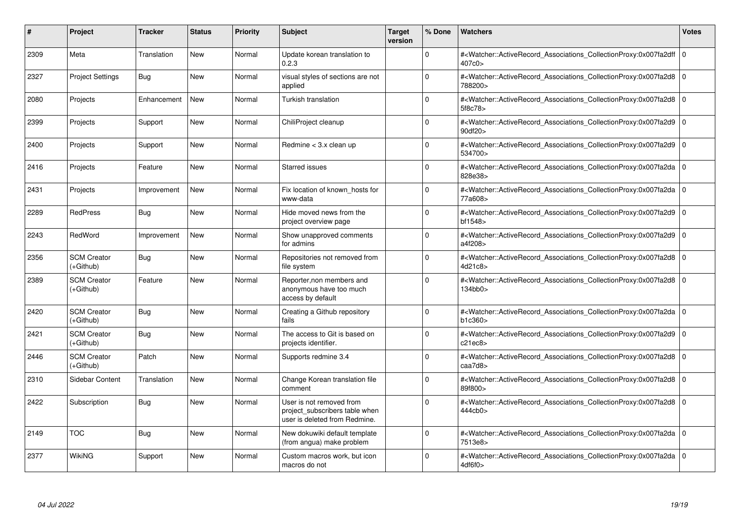| # | Project | Tracker | Status | Priority | Subject | Target version | % Done | Watchers | Votes |
|---|---|---|---|---|---|---|---|---|---|
| 2309 | Meta | Translation | New | Normal | Update korean translation to 0.2.3 | | 0 | #<Watcher::ActiveRecord_Associations_CollectionProxy:0x007fa2dff407c0> | 0 |
| 2327 | Project Settings | Bug | New | Normal | visual styles of sections are not applied | | 0 | #<Watcher::ActiveRecord_Associations_CollectionProxy:0x007fa2d8788200> | 0 |
| 2080 | Projects | Enhancement | New | Normal | Turkish translation | | 0 | #<Watcher::ActiveRecord_Associations_CollectionProxy:0x007fa2d85f8c78> | 0 |
| 2399 | Projects | Support | New | Normal | ChiliProject cleanup | | 0 | #<Watcher::ActiveRecord_Associations_CollectionProxy:0x007fa2d990df20> | 0 |
| 2400 | Projects | Support | New | Normal | Redmine < 3.x clean up | | 0 | #<Watcher::ActiveRecord_Associations_CollectionProxy:0x007fa2d9534700> | 0 |
| 2416 | Projects | Feature | New | Normal | Starred issues | | 0 | #<Watcher::ActiveRecord_Associations_CollectionProxy:0x007fa2da828e38> | 0 |
| 2431 | Projects | Improvement | New | Normal | Fix location of known_hosts for www-data | | 0 | #<Watcher::ActiveRecord_Associations_CollectionProxy:0x007fa2da77a608> | 0 |
| 2289 | RedPress | Bug | New | Normal | Hide moved news from the project overview page | | 0 | #<Watcher::ActiveRecord_Associations_CollectionProxy:0x007fa2d9bf1548> | 0 |
| 2243 | RedWord | Improvement | New | Normal | Show unapproved comments for admins | | 0 | #<Watcher::ActiveRecord_Associations_CollectionProxy:0x007fa2d9a4f208> | 0 |
| 2356 | SCM Creator (+Github) | Bug | New | Normal | Repositories not removed from file system | | 0 | #<Watcher::ActiveRecord_Associations_CollectionProxy:0x007fa2d84d21c8> | 0 |
| 2389 | SCM Creator (+Github) | Feature | New | Normal | Reporter,non members and anonymous have too much access by default | | 0 | #<Watcher::ActiveRecord_Associations_CollectionProxy:0x007fa2d8134bb0> | 0 |
| 2420 | SCM Creator (+Github) | Bug | New | Normal | Creating a Github repository fails | | 0 | #<Watcher::ActiveRecord_Associations_CollectionProxy:0x007fa2dab1c360> | 0 |
| 2421 | SCM Creator (+Github) | Bug | New | Normal | The access to Git is based on projects identifier. | | 0 | #<Watcher::ActiveRecord_Associations_CollectionProxy:0x007fa2d9c21ec8> | 0 |
| 2446 | SCM Creator (+Github) | Patch | New | Normal | Supports redmine 3.4 | | 0 | #<Watcher::ActiveRecord_Associations_CollectionProxy:0x007fa2d8caa7d8> | 0 |
| 2310 | Sidebar Content | Translation | New | Normal | Change Korean translation file comment | | 0 | #<Watcher::ActiveRecord_Associations_CollectionProxy:0x007fa2d889f800> | 0 |
| 2422 | Subscription | Bug | New | Normal | User is not removed from project_subscribers table when user is deleted from Redmine. | | 0 | #<Watcher::ActiveRecord_Associations_CollectionProxy:0x007fa2d8444cb0> | 0 |
| 2149 | TOC | Bug | New | Normal | New dokuwiki default template (from angua) make problem | | 0 | #<Watcher::ActiveRecord_Associations_CollectionProxy:0x007fa2da7513e8> | 0 |
| 2377 | WikiNG | Support | New | Normal | Custom macros work, but icon macros do not | | 0 | #<Watcher::ActiveRecord_Associations_CollectionProxy:0x007fa2da4df6f0> | 0 |

*04 Jul 2022*